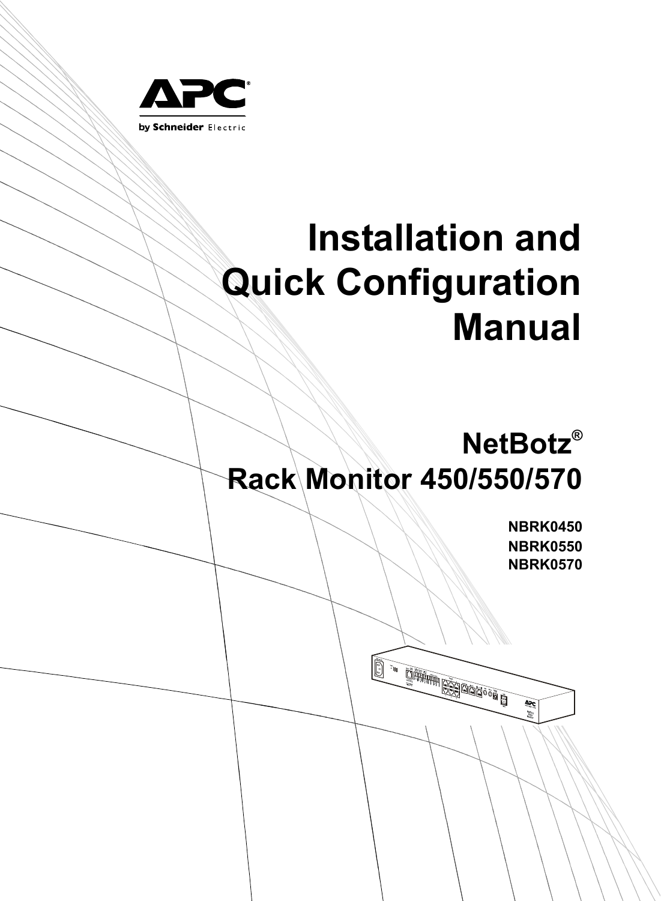APC

by Schneider Electric

# Installation and Quick Configuration Manual

## NetBotz®
## Rack Monitor 450/550/570

**NBRK0450**
**NBRK0550**
**NBRK0570**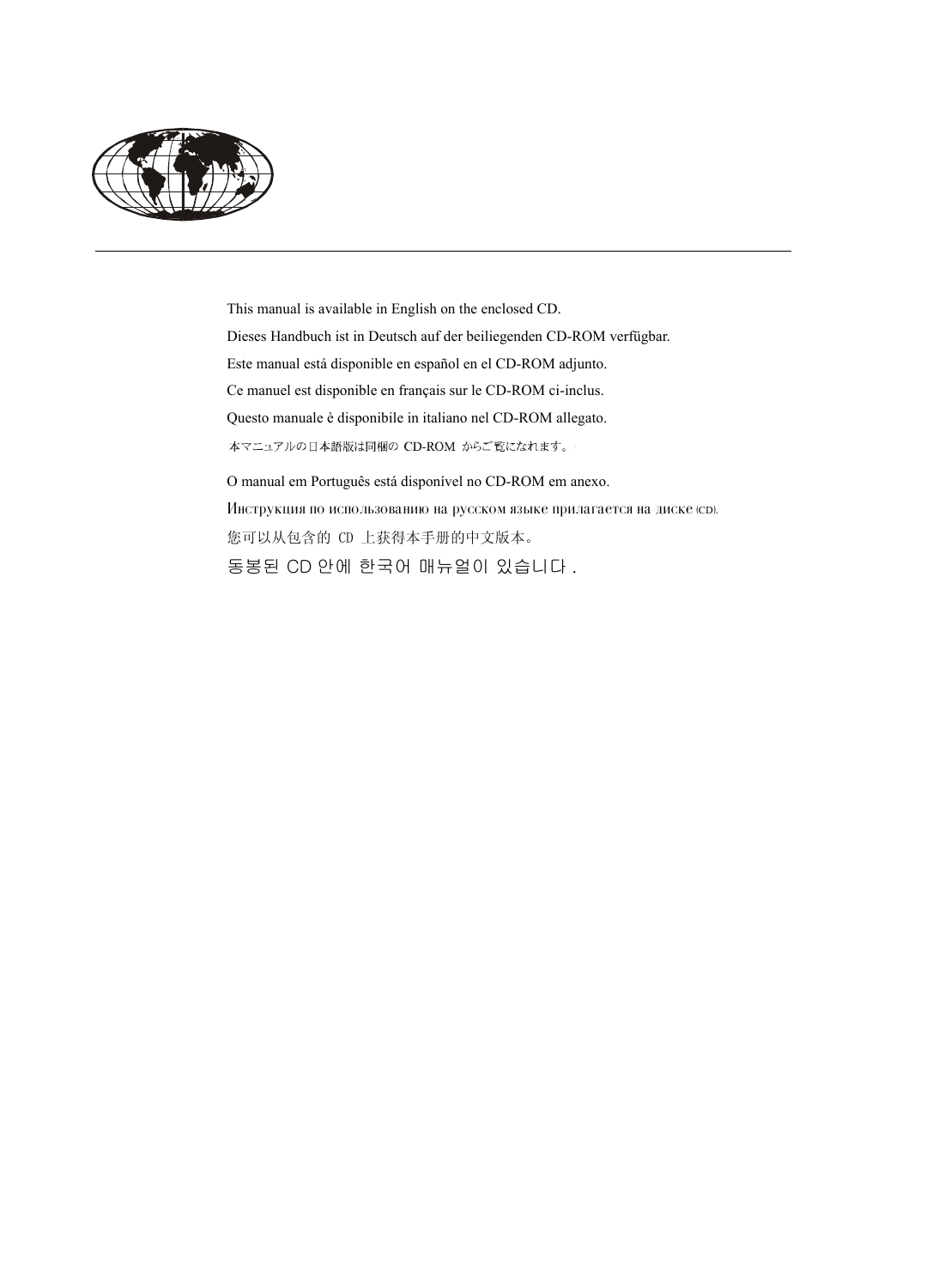This manual is available in English on the enclosed CD.

Dieses Handbuch ist in Deutsch auf der beiliegenden CD-ROM verfügbar.

Este manual está disponible en español en el CD-ROM adjunto.

Ce manuel est disponible en français sur le CD-ROM ci-inclus.

Questo manuale è disponibile in italiano nel CD-ROM allegato.

本マニュアルの日本語版は同梱の CD-ROM からご覧になれます。

O manual em Português está disponível no CD-ROM em anexo.

Инструкция по использованию на русском языке прилагается на диске (CD).

您可以从包含的 CD 上获得本手册的中文版本。

동봉된 CD 안에 한국어 매뉴얼이 있습니다 .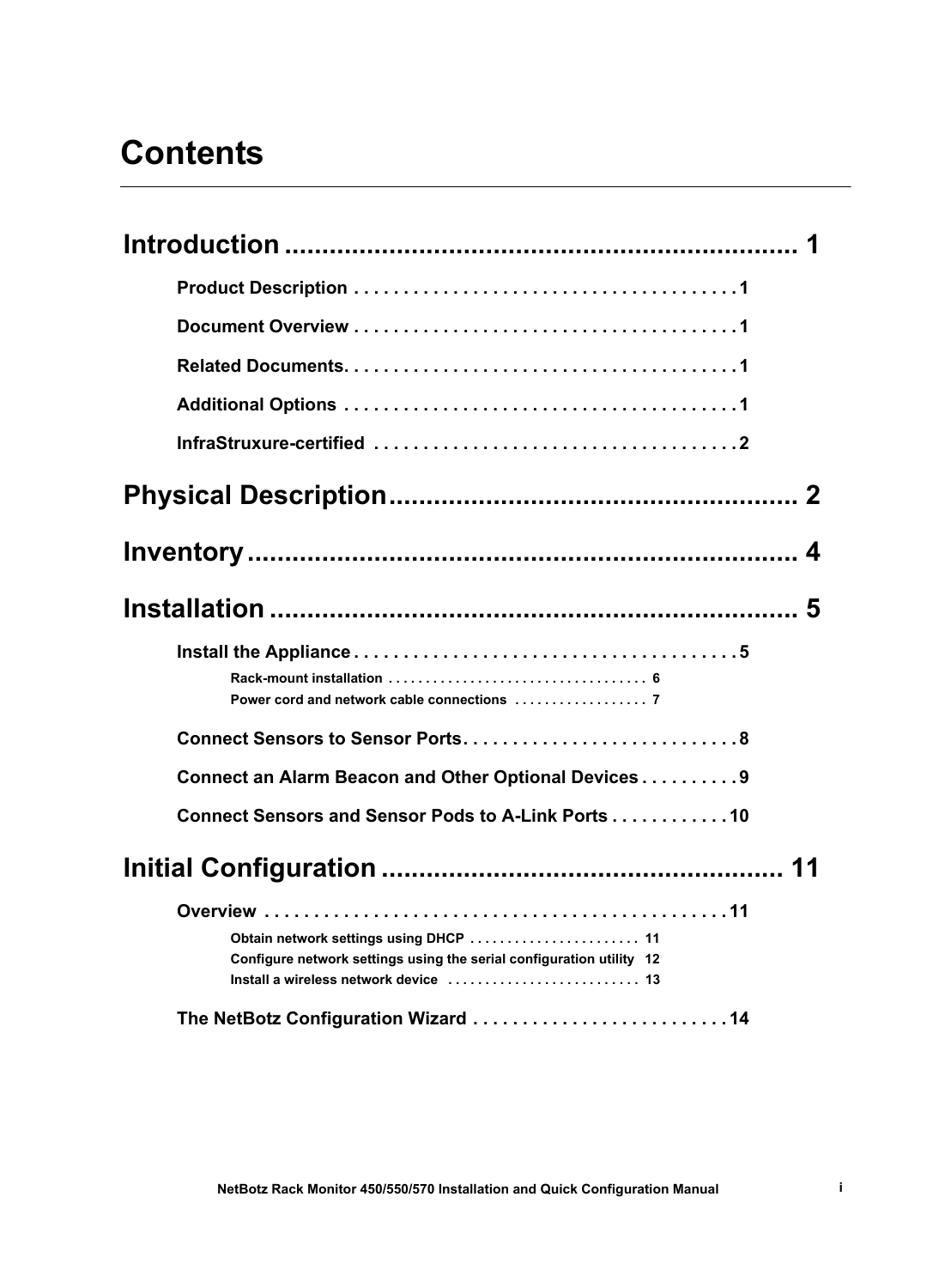# Contents

**Introduction** ........................................................ 1

- **Product Description** . . . . . . . . . . . . . . . . . . . . . . . . . . . . . . . . . . . . . 1
- **Document Overview** . . . . . . . . . . . . . . . . . . . . . . . . . . . . . . . . . . . . . 1
- **Related Documents**. . . . . . . . . . . . . . . . . . . . . . . . . . . . . . . . . . . . . . 1
- **Additional Options** . . . . . . . . . . . . . . . . . . . . . . . . . . . . . . . . . . . . . . 1
- **InfraStruxure-certified** . . . . . . . . . . . . . . . . . . . . . . . . . . . . . . . . . . . 2

**Physical Description**.................................................. 2

**Inventory** ............................................................ 4

**Installation** .......................................................... 5

- **Install the Appliance** . . . . . . . . . . . . . . . . . . . . . . . . . . . . . . . . . . . . . 5
  - Rack-mount installation . . . . . . . . . . . . . . . . . . . . . . . . . . . . . . . . . . 6
  - Power cord and network cable connections . . . . . . . . . . . . . . . . . 7
- **Connect Sensors to Sensor Ports**. . . . . . . . . . . . . . . . . . . . . . . . . . . 8
- **Connect an Alarm Beacon and Other Optional Devices** . . . . . . . . . . 9
- **Connect Sensors and Sensor Pods to A-Link Ports** . . . . . . . . . . . . 10

**Initial Configuration** ................................................ 11

- **Overview** . . . . . . . . . . . . . . . . . . . . . . . . . . . . . . . . . . . . . . . . . . . . 11
  - Obtain network settings using DHCP . . . . . . . . . . . . . . . . . . . . . . 11
  - Configure network settings using the serial configuration utility 12
  - Install a wireless network device . . . . . . . . . . . . . . . . . . . . . . . . . 13
- **The NetBotz Configuration Wizard** . . . . . . . . . . . . . . . . . . . . . . . . . 14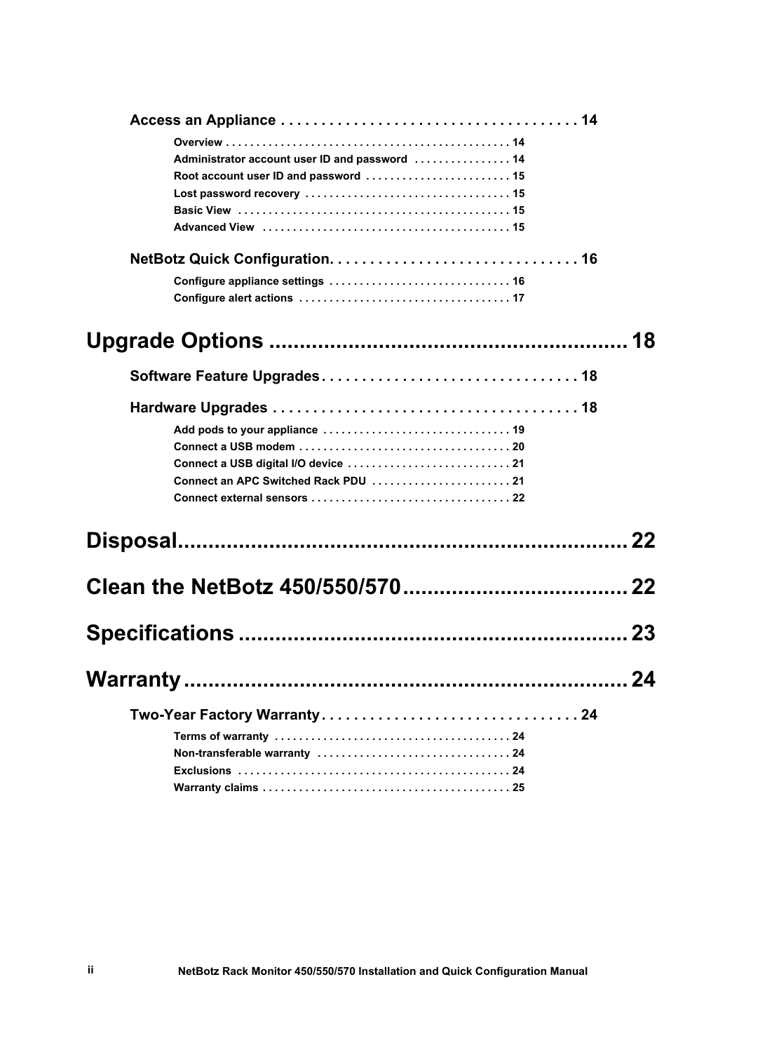**Access an Appliance . . . . . . . . . . . . . . . . . . . . . . . . . . . . . . . . . . . . . 14**

- Overview . . . . . . . . . . . . . . . . . . . . . . . . . . . . . . . . . . . . . . . . . . . . . . 14
- Administrator account user ID and password . . . . . . . . . . . . . . . 14
- Root account user ID and password . . . . . . . . . . . . . . . . . . . . . . . . 15
- Lost password recovery . . . . . . . . . . . . . . . . . . . . . . . . . . . . . . . . . 15
- Basic View . . . . . . . . . . . . . . . . . . . . . . . . . . . . . . . . . . . . . . . . . . . . 15
- Advanced View . . . . . . . . . . . . . . . . . . . . . . . . . . . . . . . . . . . . . . . . 15

**NetBotz Quick Configuration. . . . . . . . . . . . . . . . . . . . . . . . . . . . . . . 16**

- Configure appliance settings . . . . . . . . . . . . . . . . . . . . . . . . . . . . . 16
- Configure alert actions . . . . . . . . . . . . . . . . . . . . . . . . . . . . . . . . . . 17

# Upgrade Options .......................................................... 18

**Software Feature Upgrades . . . . . . . . . . . . . . . . . . . . . . . . . . . . . . . 18**

**Hardware Upgrades . . . . . . . . . . . . . . . . . . . . . . . . . . . . . . . . . . . . . 18**

- Add pods to your appliance . . . . . . . . . . . . . . . . . . . . . . . . . . . . . . 19
- Connect a USB modem . . . . . . . . . . . . . . . . . . . . . . . . . . . . . . . . . . 20
- Connect a USB digital I/O device . . . . . . . . . . . . . . . . . . . . . . . . . . 21
- Connect an APC Switched Rack PDU . . . . . . . . . . . . . . . . . . . . . . 21
- Connect external sensors . . . . . . . . . . . . . . . . . . . . . . . . . . . . . . . . 22

# Disposal......................................................................... 22

# Clean the NetBotz 450/550/570..................................... 22

# Specifications ............................................................... 23

# Warranty ........................................................................ 24

**Two-Year Factory Warranty . . . . . . . . . . . . . . . . . . . . . . . . . . . . . . . 24**

- Terms of warranty . . . . . . . . . . . . . . . . . . . . . . . . . . . . . . . . . . . . . . 24
- Non-transferable warranty . . . . . . . . . . . . . . . . . . . . . . . . . . . . . . . 24
- Exclusions . . . . . . . . . . . . . . . . . . . . . . . . . . . . . . . . . . . . . . . . . . . . 24
- Warranty claims . . . . . . . . . . . . . . . . . . . . . . . . . . . . . . . . . . . . . . . . 25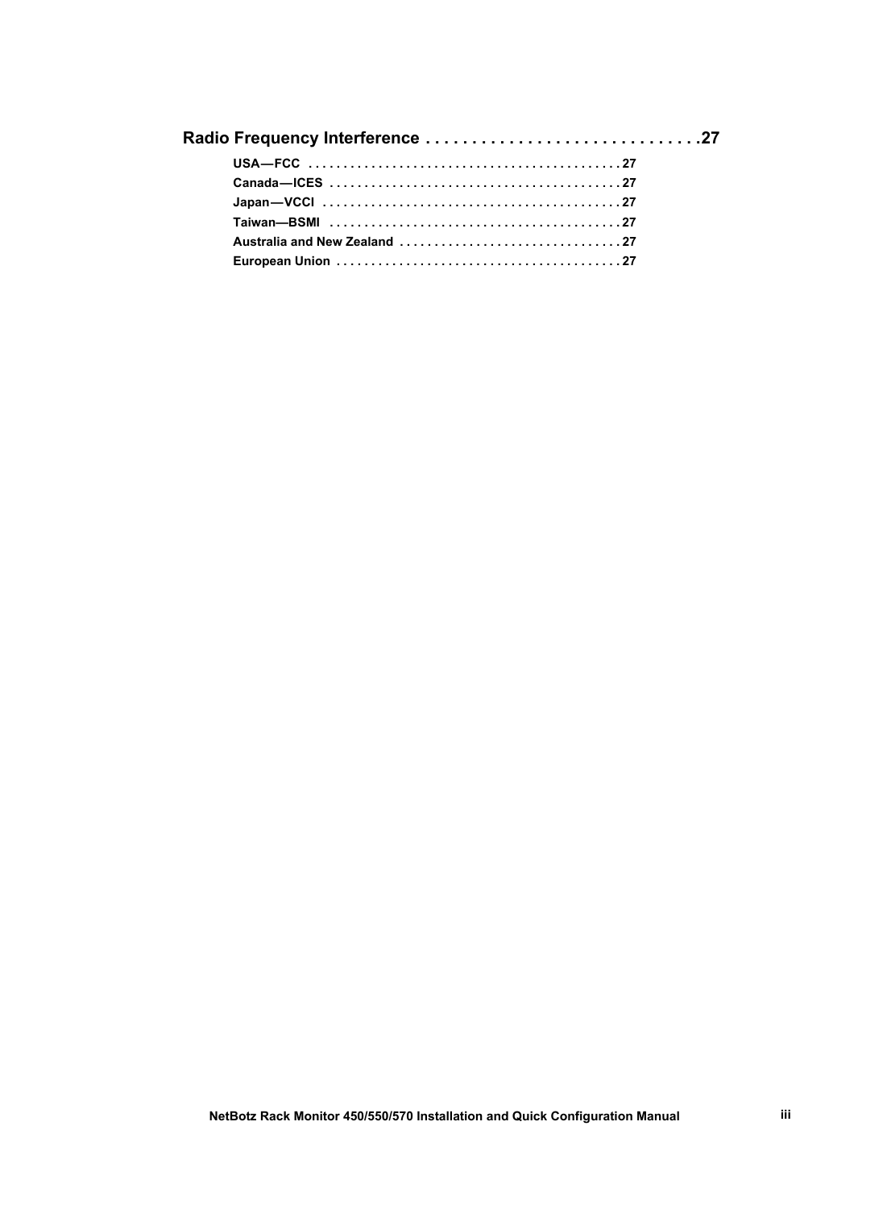**Radio Frequency Interference . . . . . . . . . . . . . . . . . . . . . . . . . . . . . .27**

- USA—FCC . . . . . . . . . . . . . . . . . . . . . . . . . . . . . . . . . . . . . . . . . . . . 27
- Canada—ICES . . . . . . . . . . . . . . . . . . . . . . . . . . . . . . . . . . . . . . . . . 27
- Japan—VCCI . . . . . . . . . . . . . . . . . . . . . . . . . . . . . . . . . . . . . . . . . . 27
- Taiwan—BSMI . . . . . . . . . . . . . . . . . . . . . . . . . . . . . . . . . . . . . . . . . 27
- Australia and New Zealand . . . . . . . . . . . . . . . . . . . . . . . . . . . . . . . 27
- European Union . . . . . . . . . . . . . . . . . . . . . . . . . . . . . . . . . . . . . . . . 27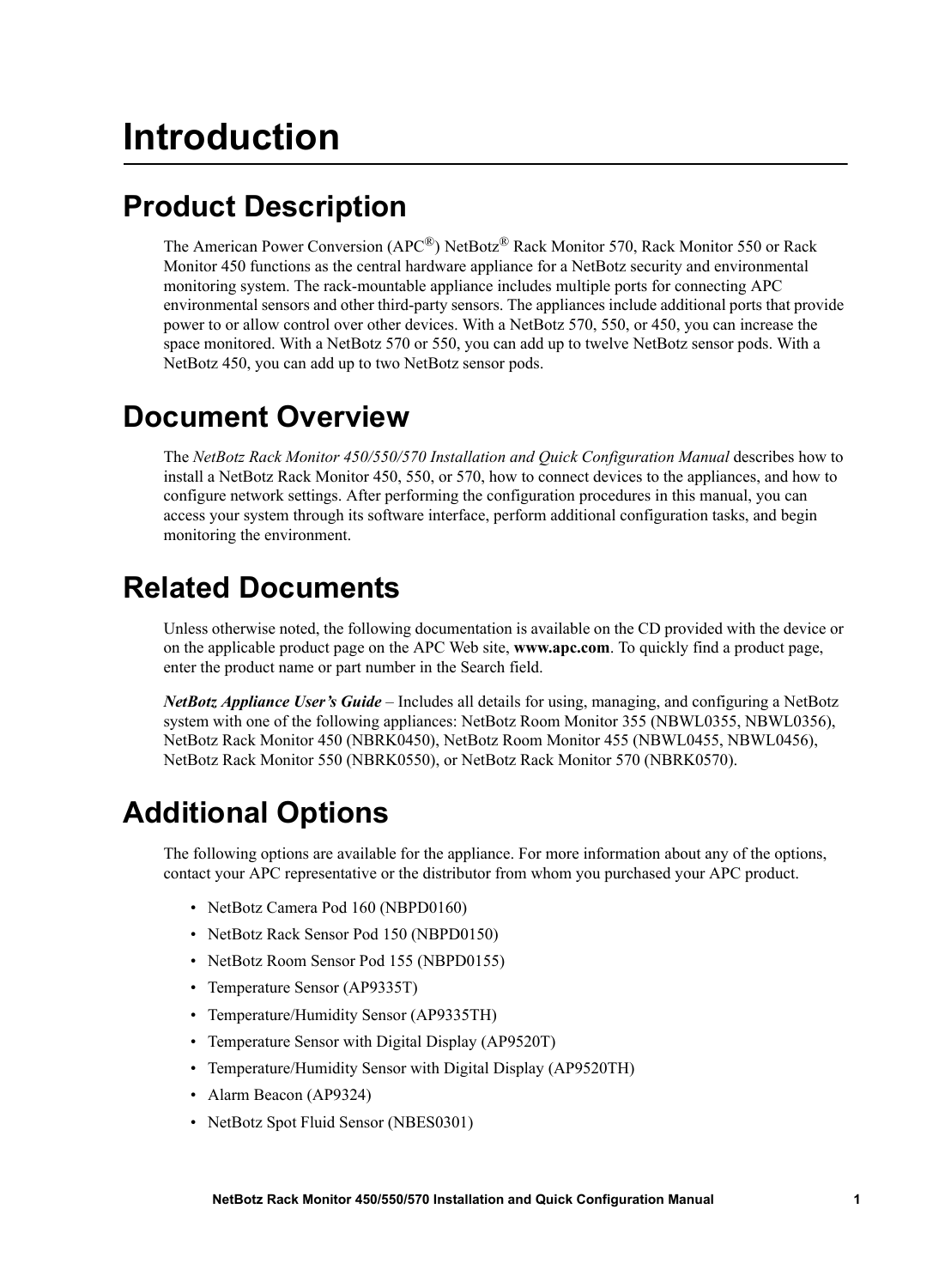# Introduction

## Product Description

The American Power Conversion (APC®) NetBotz® Rack Monitor 570, Rack Monitor 550 or Rack Monitor 450 functions as the central hardware appliance for a NetBotz security and environmental monitoring system. The rack-mountable appliance includes multiple ports for connecting APC environmental sensors and other third-party sensors. The appliances include additional ports that provide power to or allow control over other devices. With a NetBotz 570, 550, or 450, you can increase the space monitored. With a NetBotz 570 or 550, you can add up to twelve NetBotz sensor pods. With a NetBotz 450, you can add up to two NetBotz sensor pods.

## Document Overview

The *NetBotz Rack Monitor 450/550/570 Installation and Quick Configuration Manual* describes how to install a NetBotz Rack Monitor 450, 550, or 570, how to connect devices to the appliances, and how to configure network settings. After performing the configuration procedures in this manual, you can access your system through its software interface, perform additional configuration tasks, and begin monitoring the environment.

## Related Documents

Unless otherwise noted, the following documentation is available on the CD provided with the device or on the applicable product page on the APC Web site, **www.apc.com**. To quickly find a product page, enter the product name or part number in the Search field.

***NetBotz Appliance User's Guide*** – Includes all details for using, managing, and configuring a NetBotz system with one of the following appliances: NetBotz Room Monitor 355 (NBWL0355, NBWL0356), NetBotz Rack Monitor 450 (NBRK0450), NetBotz Room Monitor 455 (NBWL0455, NBWL0456), NetBotz Rack Monitor 550 (NBRK0550), or NetBotz Rack Monitor 570 (NBRK0570).

## Additional Options

The following options are available for the appliance. For more information about any of the options, contact your APC representative or the distributor from whom you purchased your APC product.

- NetBotz Camera Pod 160 (NBPD0160)
- NetBotz Rack Sensor Pod 150 (NBPD0150)
- NetBotz Room Sensor Pod 155 (NBPD0155)
- Temperature Sensor (AP9335T)
- Temperature/Humidity Sensor (AP9335TH)
- Temperature Sensor with Digital Display (AP9520T)
- Temperature/Humidity Sensor with Digital Display (AP9520TH)
- Alarm Beacon (AP9324)
- NetBotz Spot Fluid Sensor (NBES0301)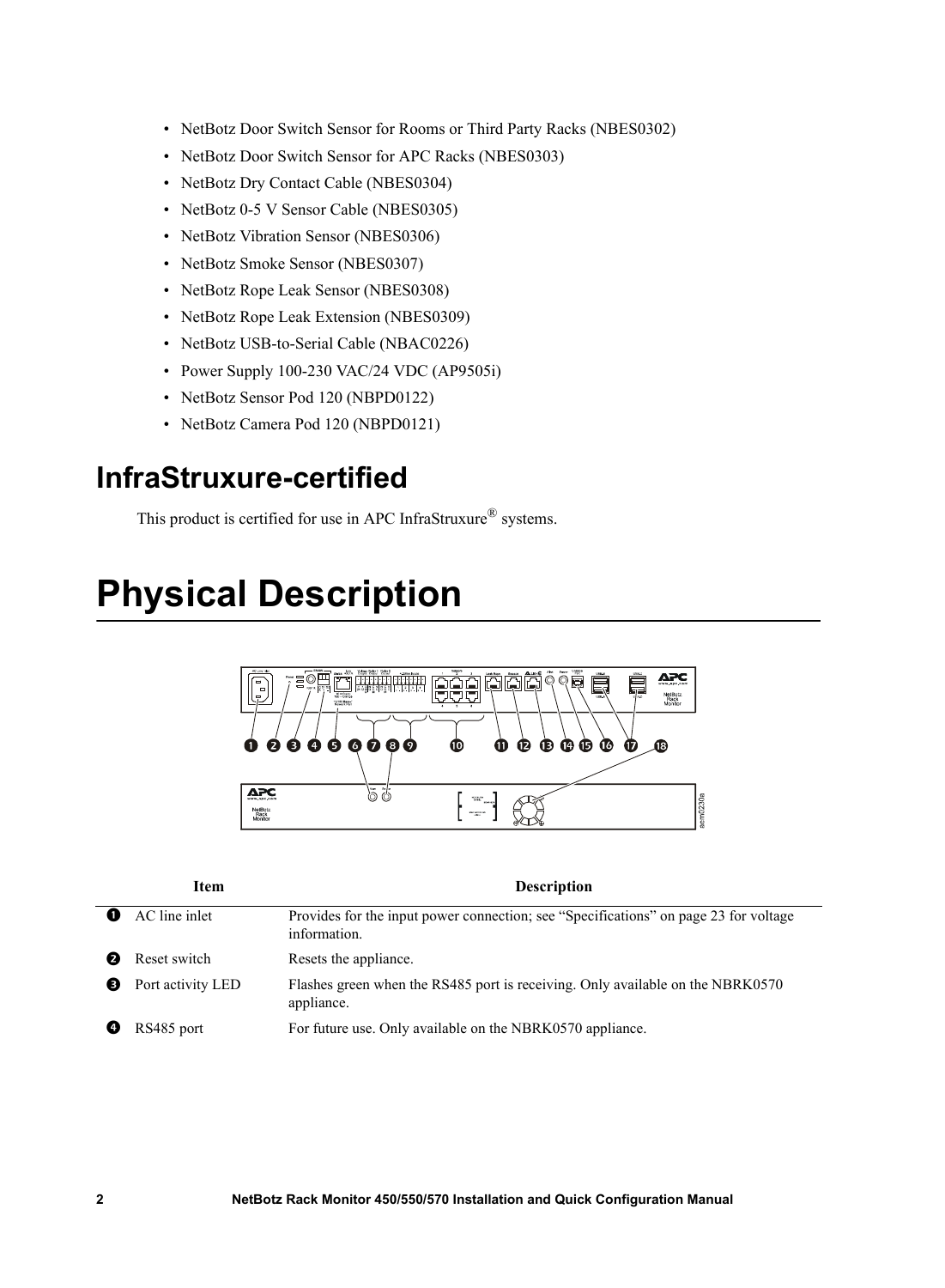- NetBotz Door Switch Sensor for Rooms or Third Party Racks (NBES0302)
- NetBotz Door Switch Sensor for APC Racks (NBES0303)
- NetBotz Dry Contact Cable (NBES0304)
- NetBotz 0-5 V Sensor Cable (NBES0305)
- NetBotz Vibration Sensor (NBES0306)
- NetBotz Smoke Sensor (NBES0307)
- NetBotz Rope Leak Sensor (NBES0308)
- NetBotz Rope Leak Extension (NBES0309)
- NetBotz USB-to-Serial Cable (NBAC0226)
- Power Supply 100-230 VAC/24 VDC (AP9505i)
- NetBotz Sensor Pod 120 (NBPD0122)
- NetBotz Camera Pod 120 (NBPD0121)

## InfraStruxure-certified

This product is certified for use in APC InfraStruxure® systems.

# Physical Description

| | Item | Description |
|---|---|---|
| ❶ | AC line inlet | Provides for the input power connection; see "Specifications" on page 23 for voltage information. |
| ❷ | Reset switch | Resets the appliance. |
| ❸ | Port activity LED | Flashes green when the RS485 port is receiving. Only available on the NBRK0570 appliance. |
| ❹ | RS485 port | For future use. Only available on the NBRK0570 appliance. |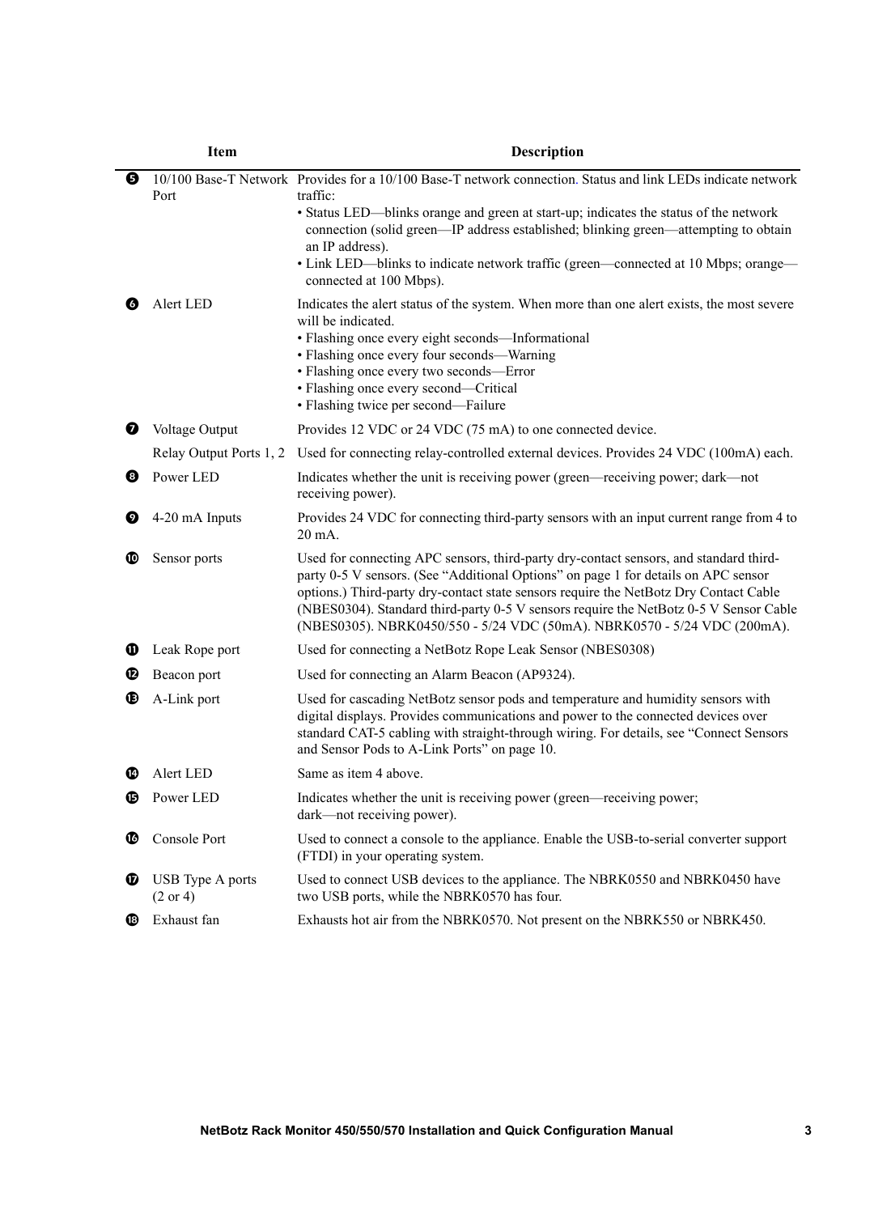| | Item | Description |
|---|---|---|
| ❺ | 10/100 Base-T Network Port | Provides for a 10/100 Base-T network connection. Status and link LEDs indicate network traffic:<br>• Status LED—blinks orange and green at start-up; indicates the status of the network connection (solid green—IP address established; blinking green—attempting to obtain an IP address).<br>• Link LED—blinks to indicate network traffic (green—connected at 10 Mbps; orange—connected at 100 Mbps). |
| ❻ | Alert LED | Indicates the alert status of the system. When more than one alert exists, the most severe will be indicated.<br>• Flashing once every eight seconds—Informational<br>• Flashing once every four seconds—Warning<br>• Flashing once every two seconds—Error<br>• Flashing once every second—Critical<br>• Flashing twice per second—Failure |
| ❼ | Voltage Output | Provides 12 VDC or 24 VDC (75 mA) to one connected device. |
| | Relay Output Ports 1, 2 | Used for connecting relay-controlled external devices. Provides 24 VDC (100mA) each. |
| ❽ | Power LED | Indicates whether the unit is receiving power (green—receiving power; dark—not receiving power). |
| ❾ | 4-20 mA Inputs | Provides 24 VDC for connecting third-party sensors with an input current range from 4 to 20 mA. |
| ❿ | Sensor ports | Used for connecting APC sensors, third-party dry-contact sensors, and standard third-party 0-5 V sensors. (See "Additional Options" on page 1 for details on APC sensor options.) Third-party dry-contact state sensors require the NetBotz Dry Contact Cable (NBES0304). Standard third-party 0-5 V sensors require the NetBotz 0-5 V Sensor Cable (NBES0305). NBRK0450/550 - 5/24 VDC (50mA). NBRK0570 - 5/24 VDC (200mA). |
| ⓫ | Leak Rope port | Used for connecting a NetBotz Rope Leak Sensor (NBES0308) |
| ⓬ | Beacon port | Used for connecting an Alarm Beacon (AP9324). |
| ⓭ | A-Link port | Used for cascading NetBotz sensor pods and temperature and humidity sensors with digital displays. Provides communications and power to the connected devices over standard CAT-5 cabling with straight-through wiring. For details, see "Connect Sensors and Sensor Pods to A-Link Ports" on page 10. |
| ⓮ | Alert LED | Same as item 4 above. |
| ⓯ | Power LED | Indicates whether the unit is receiving power (green—receiving power; dark—not receiving power). |
| ⓰ | Console Port | Used to connect a console to the appliance. Enable the USB-to-serial converter support (FTDI) in your operating system. |
| ⓱ | USB Type A ports (2 or 4) | Used to connect USB devices to the appliance. The NBRK0550 and NBRK0450 have two USB ports, while the NBRK0570 has four. |
| ⓲ | Exhaust fan | Exhausts hot air from the NBRK0570. Not present on the NBRK550 or NBRK450. |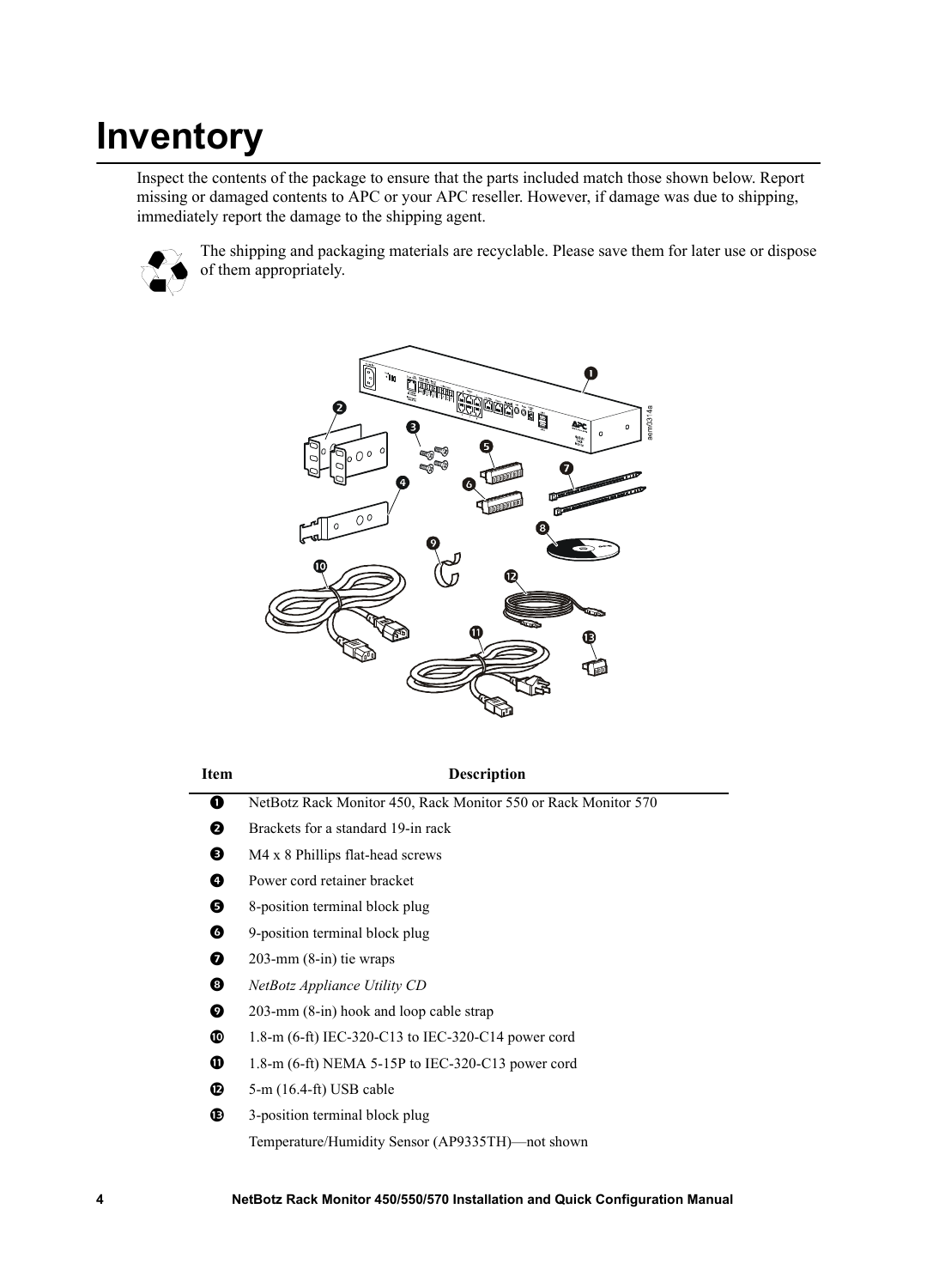# Inventory

Inspect the contents of the package to ensure that the parts included match those shown below. Report missing or damaged contents to APC or your APC reseller. However, if damage was due to shipping, immediately report the damage to the shipping agent.

The shipping and packaging materials are recyclable. Please save them for later use or dispose of them appropriately.

| Item | Description |
|---|---|
| ❶ | NetBotz Rack Monitor 450, Rack Monitor 550 or Rack Monitor 570 |
| ❷ | Brackets for a standard 19-in rack |
| ❸ | M4 x 8 Phillips flat-head screws |
| ❹ | Power cord retainer bracket |
| ❺ | 8-position terminal block plug |
| ❻ | 9-position terminal block plug |
| ❼ | 203-mm (8-in) tie wraps |
| ❽ | *NetBotz Appliance Utility CD* |
| ❾ | 203-mm (8-in) hook and loop cable strap |
| ❿ | 1.8-m (6-ft) IEC-320-C13 to IEC-320-C14 power cord |
| ⓫ | 1.8-m (6-ft) NEMA 5-15P to IEC-320-C13 power cord |
| ⓬ | 5-m (16.4-ft) USB cable |
| ⓭ | 3-position terminal block plug |
| | Temperature/Humidity Sensor (AP9335TH)—not shown |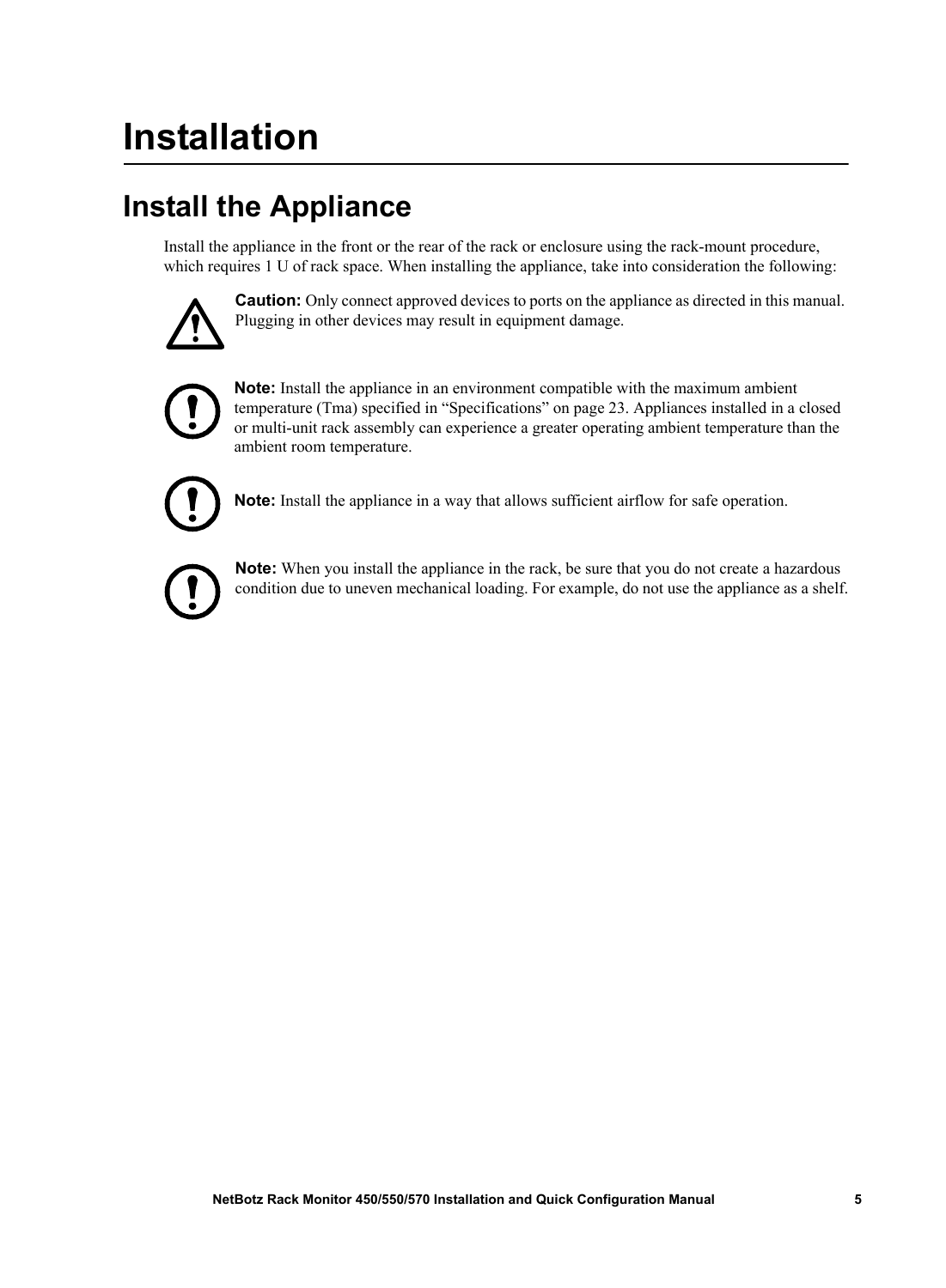# Installation

## Install the Appliance

Install the appliance in the front or the rear of the rack or enclosure using the rack-mount procedure, which requires 1 U of rack space. When installing the appliance, take into consideration the following:

**Caution:** Only connect approved devices to ports on the appliance as directed in this manual. Plugging in other devices may result in equipment damage.

**Note:** Install the appliance in an environment compatible with the maximum ambient temperature (Tma) specified in “Specifications” on page 23. Appliances installed in a closed or multi-unit rack assembly can experience a greater operating ambient temperature than the ambient room temperature.

**Note:** Install the appliance in a way that allows sufficient airflow for safe operation.

**Note:** When you install the appliance in the rack, be sure that you do not create a hazardous condition due to uneven mechanical loading. For example, do not use the appliance as a shelf.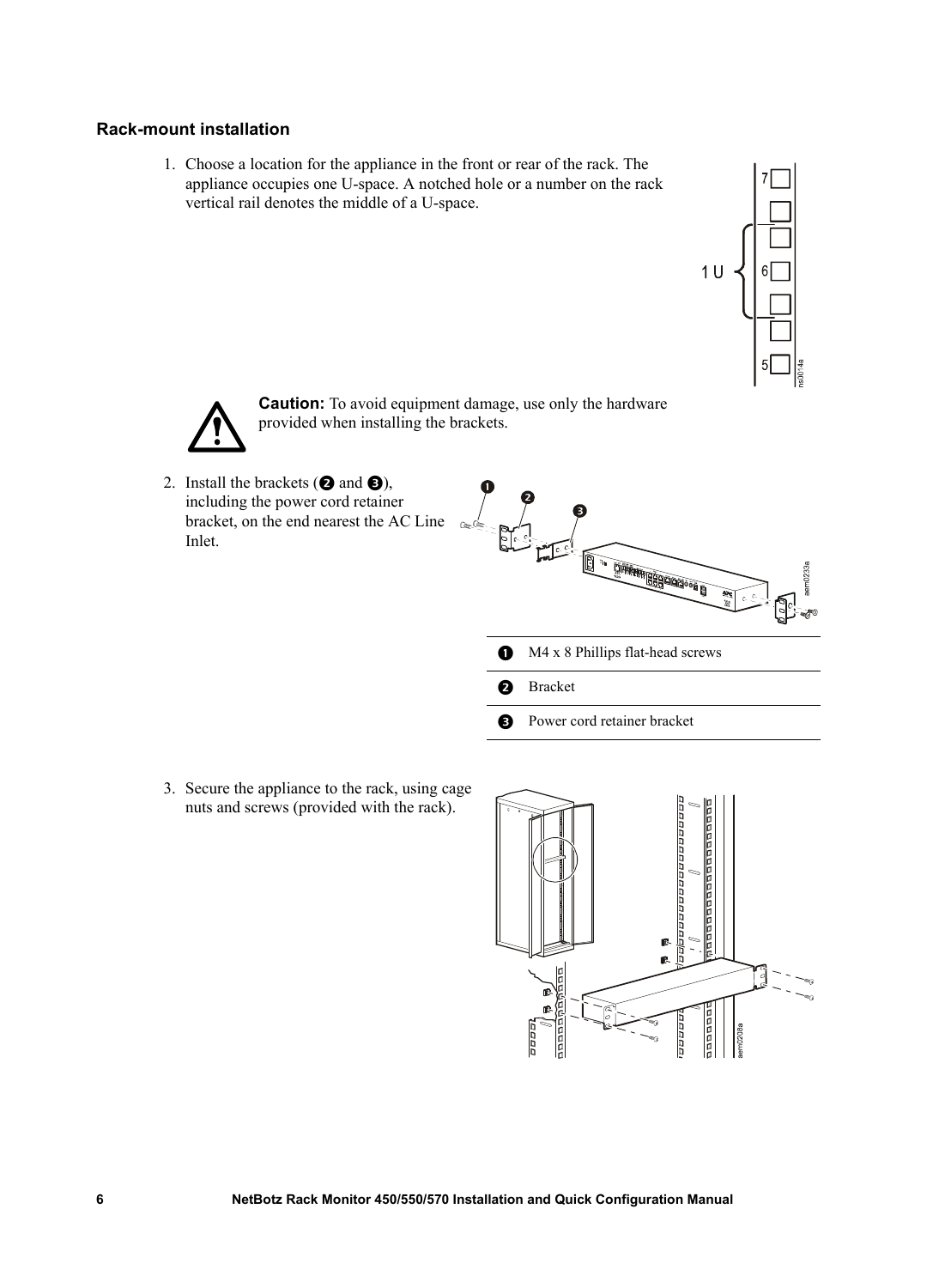### Rack-mount installation

1. Choose a location for the appliance in the front or rear of the rack. The appliance occupies one U-space. A notched hole or a number on the rack vertical rail denotes the middle of a U-space.

**Caution:** To avoid equipment damage, use only the hardware provided when installing the brackets.

2. Install the brackets (❷ and ❸), including the power cord retainer bracket, on the end nearest the AC Line Inlet.

| | |
|---|---|
| ❶ | M4 x 8 Phillips flat-head screws |
| ❷ | Bracket |
| ❸ | Power cord retainer bracket |

3. Secure the appliance to the rack, using cage nuts and screws (provided with the rack).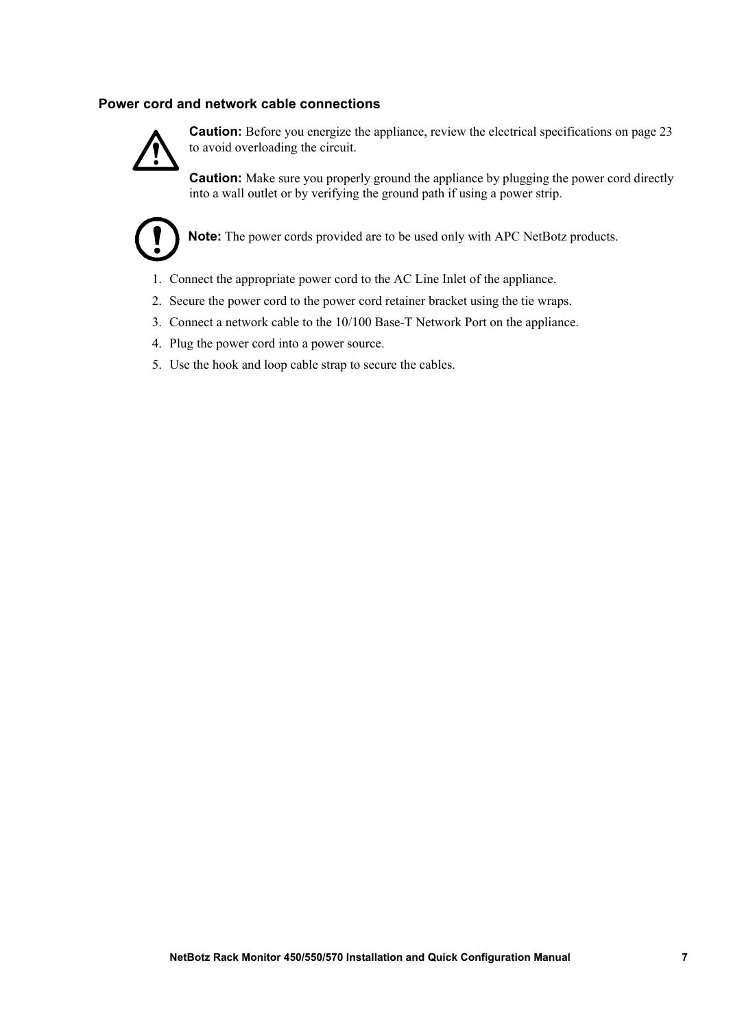### Power cord and network cable connections

**Caution:** Before you energize the appliance, review the electrical specifications on page 23 to avoid overloading the circuit.

**Caution:** Make sure you properly ground the appliance by plugging the power cord directly into a wall outlet or by verifying the ground path if using a power strip.

**Note:** The power cords provided are to be used only with APC NetBotz products.

1. Connect the appropriate power cord to the AC Line Inlet of the appliance.
2. Secure the power cord to the power cord retainer bracket using the tie wraps.
3. Connect a network cable to the 10/100 Base-T Network Port on the appliance.
4. Plug the power cord into a power source.
5. Use the hook and loop cable strap to secure the cables.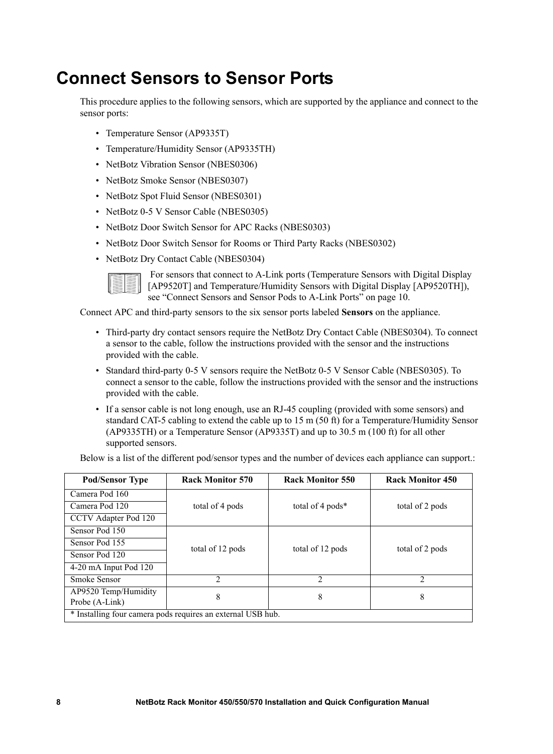# Connect Sensors to Sensor Ports

This procedure applies to the following sensors, which are supported by the appliance and connect to the sensor ports:

- Temperature Sensor (AP9335T)
- Temperature/Humidity Sensor (AP9335TH)
- NetBotz Vibration Sensor (NBES0306)
- NetBotz Smoke Sensor (NBES0307)
- NetBotz Spot Fluid Sensor (NBES0301)
- NetBotz 0-5 V Sensor Cable (NBES0305)
- NetBotz Door Switch Sensor for APC Racks (NBES0303)
- NetBotz Door Switch Sensor for Rooms or Third Party Racks (NBES0302)
- NetBotz Dry Contact Cable (NBES0304)

For sensors that connect to A-Link ports (Temperature Sensors with Digital Display [AP9520T] and Temperature/Humidity Sensors with Digital Display [AP9520TH]), see "Connect Sensors and Sensor Pods to A-Link Ports" on page 10.

Connect APC and third-party sensors to the six sensor ports labeled **Sensors** on the appliance.

- Third-party dry contact sensors require the NetBotz Dry Contact Cable (NBES0304). To connect a sensor to the cable, follow the instructions provided with the sensor and the instructions provided with the cable.
- Standard third-party 0-5 V sensors require the NetBotz 0-5 V Sensor Cable (NBES0305). To connect a sensor to the cable, follow the instructions provided with the sensor and the instructions provided with the cable.
- If a sensor cable is not long enough, use an RJ-45 coupling (provided with some sensors) and standard CAT-5 cabling to extend the cable up to 15 m (50 ft) for a Temperature/Humidity Sensor (AP9335TH) or a Temperature Sensor (AP9335T) and up to 30.5 m (100 ft) for all other supported sensors.

Below is a list of the different pod/sensor types and the number of devices each appliance can support.:

| Pod/Sensor Type | Rack Monitor 570 | Rack Monitor 550 | Rack Monitor 450 |
|---|---|---|---|
| Camera Pod 160 | total of 4 pods | total of 4 pods* | total of 2 pods |
| Camera Pod 120 | | | |
| CCTV Adapter Pod 120 | | | |
| Sensor Pod 150 | total of 12 pods | total of 12 pods | total of 2 pods |
| Sensor Pod 155 | | | |
| Sensor Pod 120 | | | |
| 4-20 mA Input Pod 120 | | | |
| Smoke Sensor | 2 | 2 | 2 |
| AP9520 Temp/Humidity Probe (A-Link) | 8 | 8 | 8 |
| * Installing four camera pods requires an external USB hub. | | | |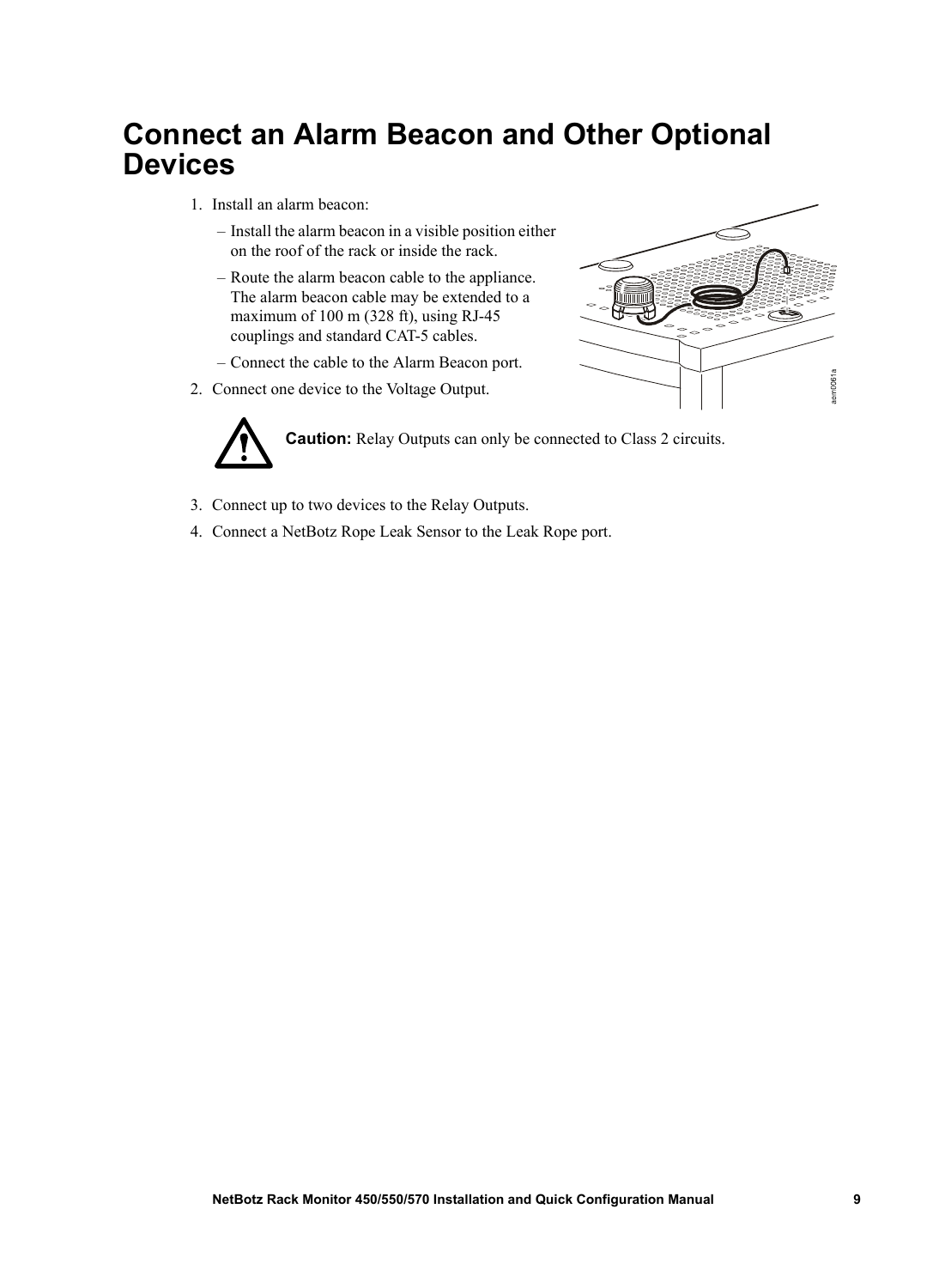# Connect an Alarm Beacon and Other Optional Devices

1. Install an alarm beacon:
   – Install the alarm beacon in a visible position either on the roof of the rack or inside the rack.
   – Route the alarm beacon cable to the appliance. The alarm beacon cable may be extended to a maximum of 100 m (328 ft), using RJ-45 couplings and standard CAT-5 cables.
   – Connect the cable to the Alarm Beacon port.
2. Connect one device to the Voltage Output.

**Caution:** Relay Outputs can only be connected to Class 2 circuits.

3. Connect up to two devices to the Relay Outputs.
4. Connect a NetBotz Rope Leak Sensor to the Leak Rope port.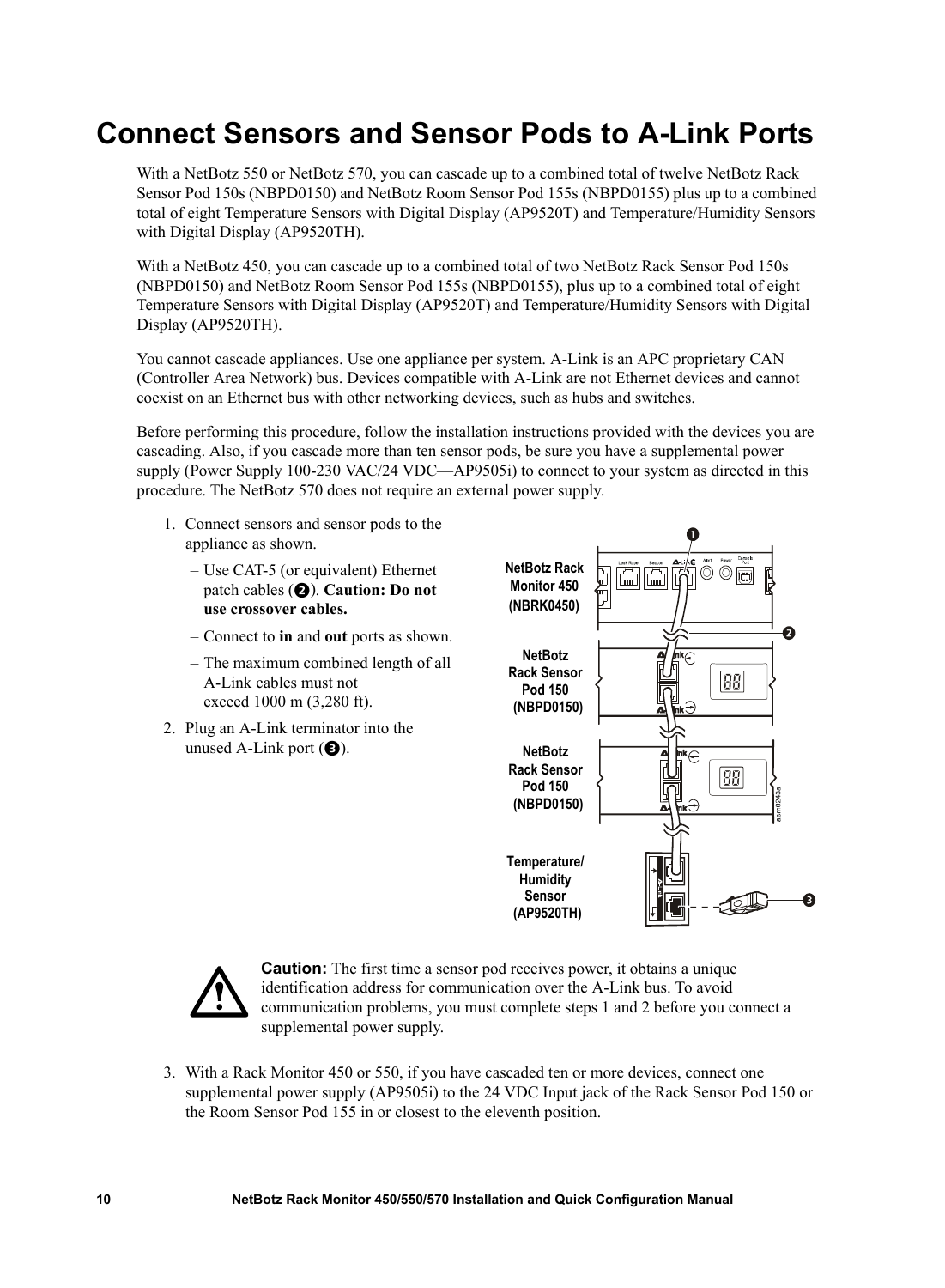# Connect Sensors and Sensor Pods to A-Link Ports

With a NetBotz 550 or NetBotz 570, you can cascade up to a combined total of twelve NetBotz Rack Sensor Pod 150s (NBPD0150) and NetBotz Room Sensor Pod 155s (NBPD0155) plus up to a combined total of eight Temperature Sensors with Digital Display (AP9520T) and Temperature/Humidity Sensors with Digital Display (AP9520TH).

With a NetBotz 450, you can cascade up to a combined total of two NetBotz Rack Sensor Pod 150s (NBPD0150) and NetBotz Room Sensor Pod 155s (NBPD0155), plus up to a combined total of eight Temperature Sensors with Digital Display (AP9520T) and Temperature/Humidity Sensors with Digital Display (AP9520TH).

You cannot cascade appliances. Use one appliance per system. A-Link is an APC proprietary CAN (Controller Area Network) bus. Devices compatible with A-Link are not Ethernet devices and cannot coexist on an Ethernet bus with other networking devices, such as hubs and switches.

Before performing this procedure, follow the installation instructions provided with the devices you are cascading. Also, if you cascade more than ten sensor pods, be sure you have a supplemental power supply (Power Supply 100-230 VAC/24 VDC—AP9505i) to connect to your system as directed in this procedure. The NetBotz 570 does not require an external power supply.

1. Connect sensors and sensor pods to the appliance as shown.
   - Use CAT-5 (or equivalent) Ethernet patch cables (❷). **Caution: Do not use crossover cables.**
   - Connect to **in** and **out** ports as shown.
   - The maximum combined length of all A-Link cables must not exceed 1000 m (3,280 ft).
2. Plug an A-Link terminator into the unused A-Link port (❸).

NetBotz Rack Monitor 450 (NBRK0450)

NetBotz Rack Sensor Pod 150 (NBPD0150)

NetBotz Rack Sensor Pod 150 (NBPD0150)

Temperature/ Humidity Sensor (AP9520TH)

**Caution:** The first time a sensor pod receives power, it obtains a unique identification address for communication over the A-Link bus. To avoid communication problems, you must complete steps 1 and 2 before you connect a supplemental power supply.

3. With a Rack Monitor 450 or 550, if you have cascaded ten or more devices, connect one supplemental power supply (AP9505i) to the 24 VDC Input jack of the Rack Sensor Pod 150 or the Room Sensor Pod 155 in or closest to the eleventh position.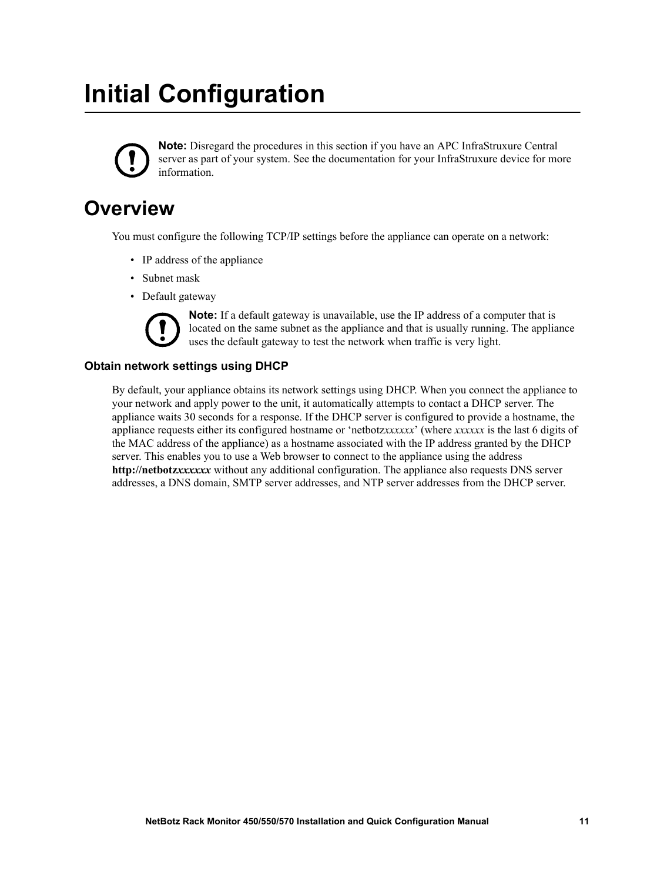# Initial Configuration

**Note:** Disregard the procedures in this section if you have an APC InfraStruxure Central server as part of your system. See the documentation for your InfraStruxure device for more information.

## Overview

You must configure the following TCP/IP settings before the appliance can operate on a network:

- IP address of the appliance
- Subnet mask
- Default gateway

  **Note:** If a default gateway is unavailable, use the IP address of a computer that is located on the same subnet as the appliance and that is usually running. The appliance uses the default gateway to test the network when traffic is very light.

### Obtain network settings using DHCP

By default, your appliance obtains its network settings using DHCP. When you connect the appliance to your network and apply power to the unit, it automatically attempts to contact a DHCP server. The appliance waits 30 seconds for a response. If the DHCP server is configured to provide a hostname, the appliance requests either its configured hostname or 'netbotz*xxxxxx*' (where *xxxxxx* is the last 6 digits of the MAC address of the appliance) as a hostname associated with the IP address granted by the DHCP server. This enables you to use a Web browser to connect to the appliance using the address **http://netbotz*xxxxxx*** without any additional configuration. The appliance also requests DNS server addresses, a DNS domain, SMTP server addresses, and NTP server addresses from the DHCP server.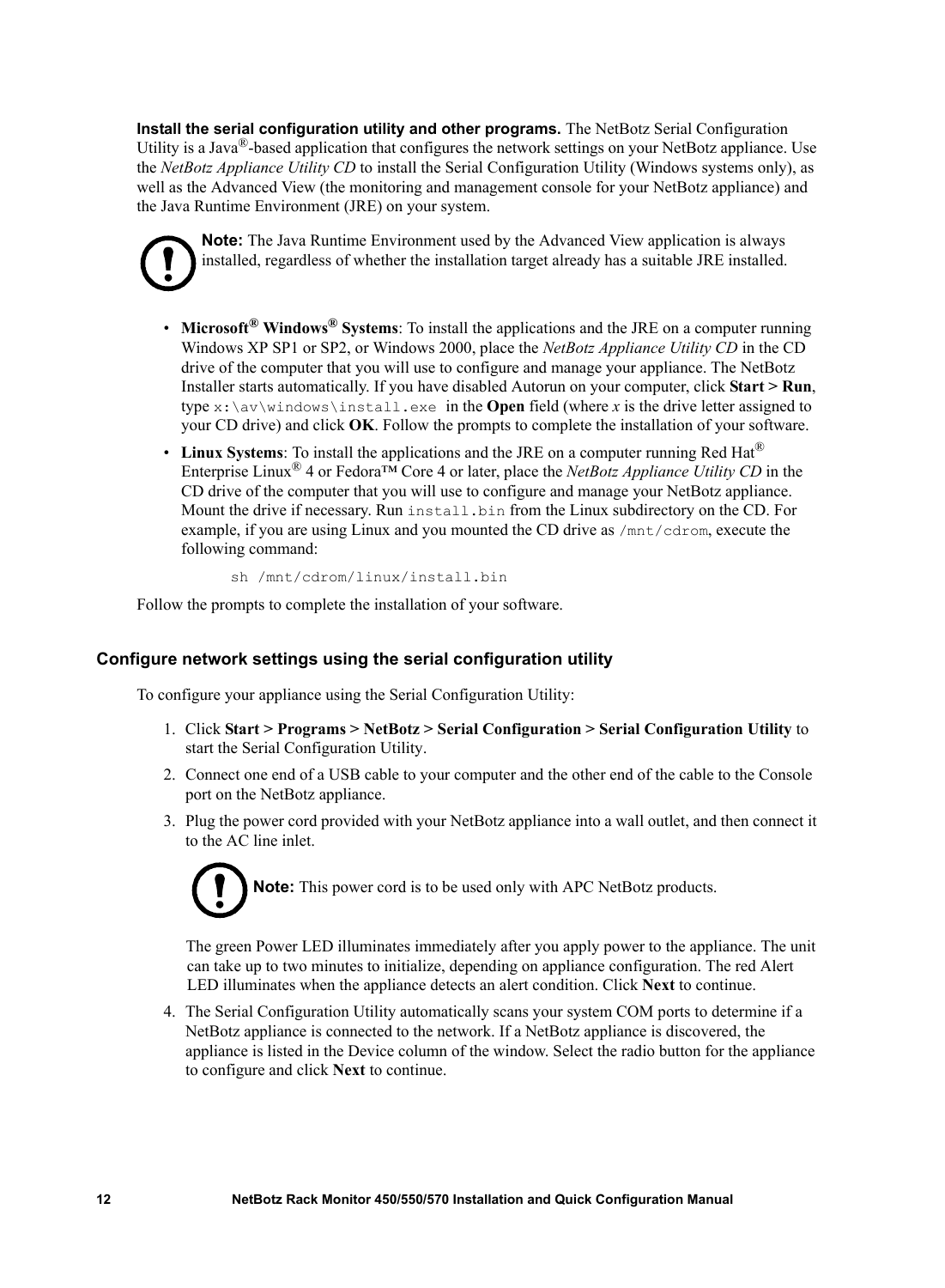**Install the serial configuration utility and other programs.** The NetBotz Serial Configuration Utility is a Java®-based application that configures the network settings on your NetBotz appliance. Use the *NetBotz Appliance Utility CD* to install the Serial Configuration Utility (Windows systems only), as well as the Advanced View (the monitoring and management console for your NetBotz appliance) and the Java Runtime Environment (JRE) on your system.

> **Note:** The Java Runtime Environment used by the Advanced View application is always installed, regardless of whether the installation target already has a suitable JRE installed.

- **Microsoft® Windows® Systems**: To install the applications and the JRE on a computer running Windows XP SP1 or SP2, or Windows 2000, place the *NetBotz Appliance Utility CD* in the CD drive of the computer that you will use to configure and manage your appliance. The NetBotz Installer starts automatically. If you have disabled Autorun on your computer, click **Start > Run**, type `x:\av\windows\install.exe` in the **Open** field (where *x* is the drive letter assigned to your CD drive) and click **OK**. Follow the prompts to complete the installation of your software.
- **Linux Systems**: To install the applications and the JRE on a computer running Red Hat® Enterprise Linux® 4 or Fedora™ Core 4 or later, place the *NetBotz Appliance Utility CD* in the CD drive of the computer that you will use to configure and manage your NetBotz appliance. Mount the drive if necessary. Run `install.bin` from the Linux subdirectory on the CD. For example, if you are using Linux and you mounted the CD drive as `/mnt/cdrom`, execute the following command:

```
sh /mnt/cdrom/linux/install.bin
```

Follow the prompts to complete the installation of your software.

## Configure network settings using the serial configuration utility

To configure your appliance using the Serial Configuration Utility:

1. Click **Start > Programs > NetBotz > Serial Configuration > Serial Configuration Utility** to start the Serial Configuration Utility.
2. Connect one end of a USB cable to your computer and the other end of the cable to the Console port on the NetBotz appliance.
3. Plug the power cord provided with your NetBotz appliance into a wall outlet, and then connect it to the AC line inlet.

   > **Note:** This power cord is to be used only with APC NetBotz products.

   The green Power LED illuminates immediately after you apply power to the appliance. The unit can take up to two minutes to initialize, depending on appliance configuration. The red Alert LED illuminates when the appliance detects an alert condition. Click **Next** to continue.
4. The Serial Configuration Utility automatically scans your system COM ports to determine if a NetBotz appliance is connected to the network. If a NetBotz appliance is discovered, the appliance is listed in the Device column of the window. Select the radio button for the appliance to configure and click **Next** to continue.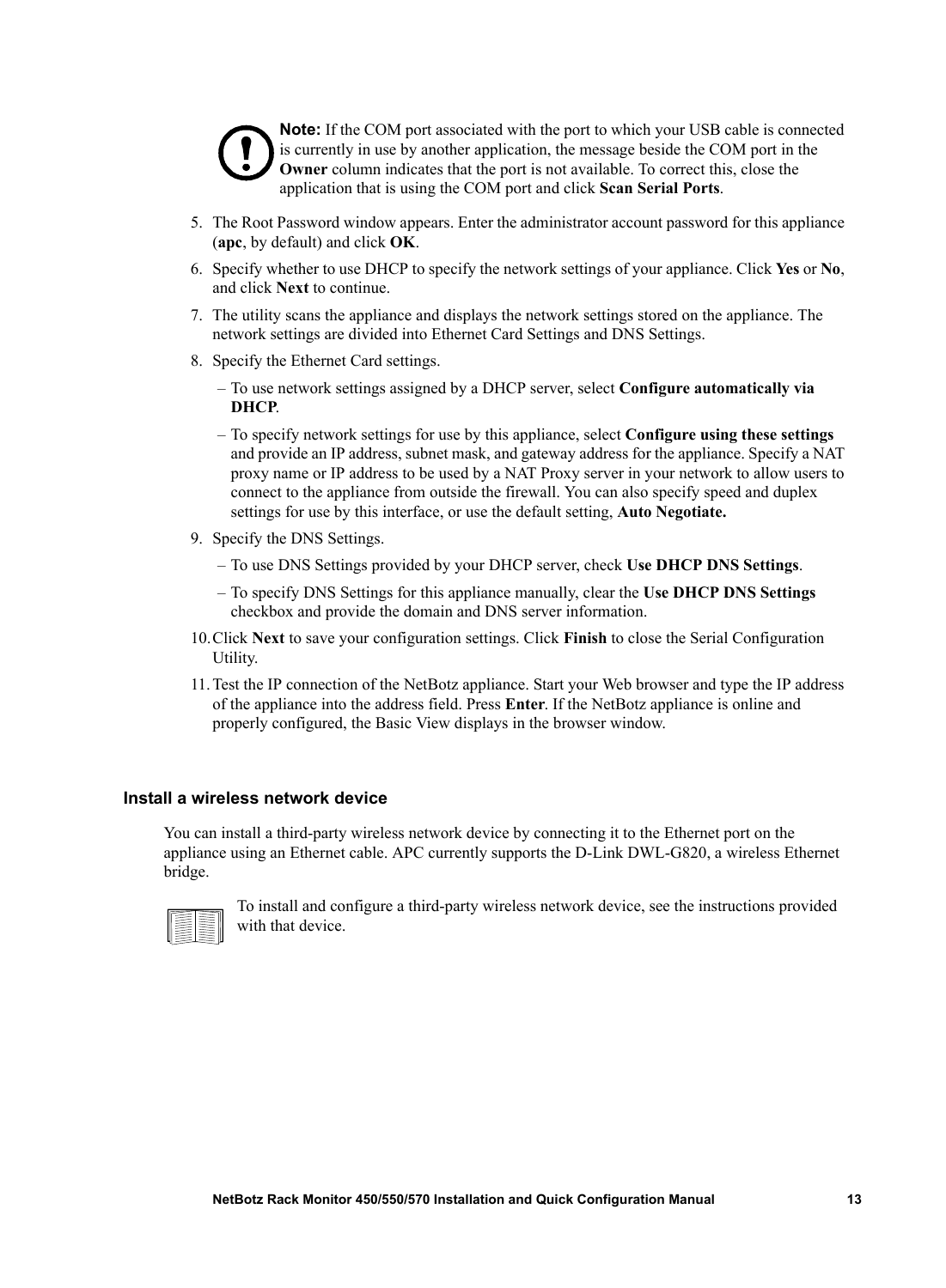**Note:** If the COM port associated with the port to which your USB cable is connected is currently in use by another application, the message beside the COM port in the **Owner** column indicates that the port is not available. To correct this, close the application that is using the COM port and click **Scan Serial Ports**.

5. The Root Password window appears. Enter the administrator account password for this appliance (**apc**, by default) and click **OK**.
6. Specify whether to use DHCP to specify the network settings of your appliance. Click **Yes** or **No**, and click **Next** to continue.
7. The utility scans the appliance and displays the network settings stored on the appliance. The network settings are divided into Ethernet Card Settings and DNS Settings.
8. Specify the Ethernet Card settings.
   – To use network settings assigned by a DHCP server, select **Configure automatically via DHCP**.
   – To specify network settings for use by this appliance, select **Configure using these settings** and provide an IP address, subnet mask, and gateway address for the appliance. Specify a NAT proxy name or IP address to be used by a NAT Proxy server in your network to allow users to connect to the appliance from outside the firewall. You can also specify speed and duplex settings for use by this interface, or use the default setting, **Auto Negotiate.**
9. Specify the DNS Settings.
   – To use DNS Settings provided by your DHCP server, check **Use DHCP DNS Settings**.
   – To specify DNS Settings for this appliance manually, clear the **Use DHCP DNS Settings** checkbox and provide the domain and DNS server information.
10. Click **Next** to save your configuration settings. Click **Finish** to close the Serial Configuration Utility.
11. Test the IP connection of the NetBotz appliance. Start your Web browser and type the IP address of the appliance into the address field. Press **Enter**. If the NetBotz appliance is online and properly configured, the Basic View displays in the browser window.

### Install a wireless network device

You can install a third-party wireless network device by connecting it to the Ethernet port on the appliance using an Ethernet cable. APC currently supports the D-Link DWL-G820, a wireless Ethernet bridge.

To install and configure a third-party wireless network device, see the instructions provided with that device.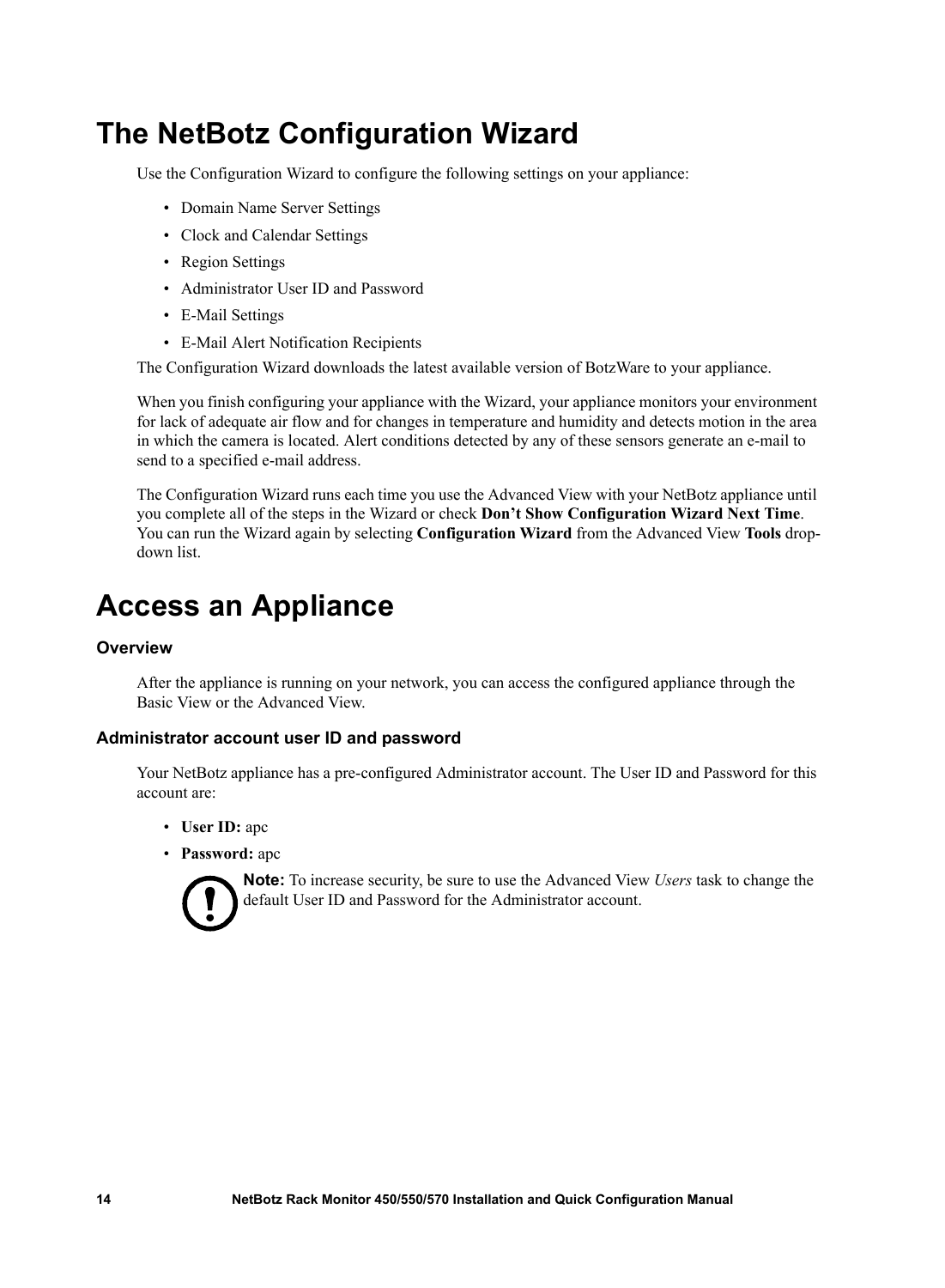# The NetBotz Configuration Wizard

Use the Configuration Wizard to configure the following settings on your appliance:

- Domain Name Server Settings
- Clock and Calendar Settings
- Region Settings
- Administrator User ID and Password
- E-Mail Settings
- E-Mail Alert Notification Recipients

The Configuration Wizard downloads the latest available version of BotzWare to your appliance.

When you finish configuring your appliance with the Wizard, your appliance monitors your environment for lack of adequate air flow and for changes in temperature and humidity and detects motion in the area in which the camera is located. Alert conditions detected by any of these sensors generate an e-mail to send to a specified e-mail address.

The Configuration Wizard runs each time you use the Advanced View with your NetBotz appliance until you complete all of the steps in the Wizard or check **Don't Show Configuration Wizard Next Time**. You can run the Wizard again by selecting **Configuration Wizard** from the Advanced View **Tools** drop-down list.

# Access an Appliance

### Overview

After the appliance is running on your network, you can access the configured appliance through the Basic View or the Advanced View.

### Administrator account user ID and password

Your NetBotz appliance has a pre-configured Administrator account. The User ID and Password for this account are:

- **User ID:** apc
- **Password:** apc

**Note:** To increase security, be sure to use the Advanced View *Users* task to change the default User ID and Password for the Administrator account.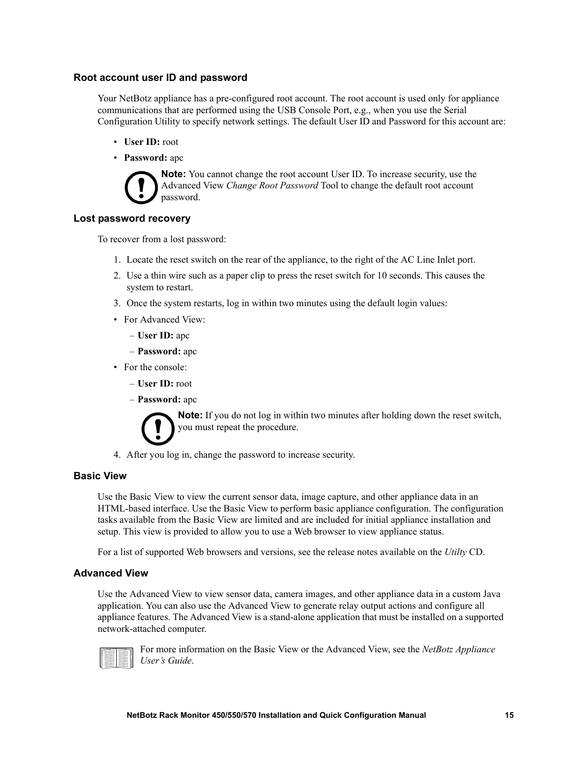### Root account user ID and password

Your NetBotz appliance has a pre-configured root account. The root account is used only for appliance communications that are performed using the USB Console Port, e.g., when you use the Serial Configuration Utility to specify network settings. The default User ID and Password for this account are:

- **User ID:** root
- **Password:** apc

**Note:** You cannot change the root account User ID. To increase security, use the Advanced View *Change Root Password* Tool to change the default root account password.

### Lost password recovery

To recover from a lost password:

1. Locate the reset switch on the rear of the appliance, to the right of the AC Line Inlet port.
2. Use a thin wire such as a paper clip to press the reset switch for 10 seconds. This causes the system to restart.
3. Once the system restarts, log in within two minutes using the default login values:

- For Advanced View:
  - **User ID:** apc
  - **Password:** apc
- For the console:
  - **User ID:** root
  - **Password:** apc

**Note:** If you do not log in within two minutes after holding down the reset switch, you must repeat the procedure.

4. After you log in, change the password to increase security.

### Basic View

Use the Basic View to view the current sensor data, image capture, and other appliance data in an HTML-based interface. Use the Basic View to perform basic appliance configuration. The configuration tasks available from the Basic View are limited and are included for initial appliance installation and setup. This view is provided to allow you to use a Web browser to view appliance status.

For a list of supported Web browsers and versions, see the release notes available on the *Utilty* CD.

### Advanced View

Use the Advanced View to view sensor data, camera images, and other appliance data in a custom Java application. You can also use the Advanced View to generate relay output actions and configure all appliance features. The Advanced View is a stand-alone application that must be installed on a supported network-attached computer.

For more information on the Basic View or the Advanced View, see the *NetBotz Appliance User's Guide*.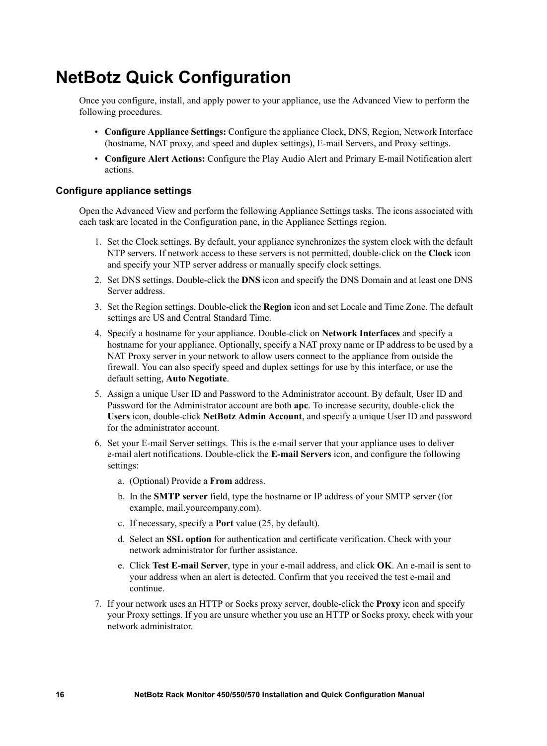# NetBotz Quick Configuration

Once you configure, install, and apply power to your appliance, use the Advanced View to perform the following procedures.

- **Configure Appliance Settings:** Configure the appliance Clock, DNS, Region, Network Interface (hostname, NAT proxy, and speed and duplex settings), E-mail Servers, and Proxy settings.
- **Configure Alert Actions:** Configure the Play Audio Alert and Primary E-mail Notification alert actions.

## Configure appliance settings

Open the Advanced View and perform the following Appliance Settings tasks. The icons associated with each task are located in the Configuration pane, in the Appliance Settings region.

1. Set the Clock settings. By default, your appliance synchronizes the system clock with the default NTP servers. If network access to these servers is not permitted, double-click on the **Clock** icon and specify your NTP server address or manually specify clock settings.
2. Set DNS settings. Double-click the **DNS** icon and specify the DNS Domain and at least one DNS Server address.
3. Set the Region settings. Double-click the **Region** icon and set Locale and Time Zone. The default settings are US and Central Standard Time.
4. Specify a hostname for your appliance. Double-click on **Network Interfaces** and specify a hostname for your appliance. Optionally, specify a NAT proxy name or IP address to be used by a NAT Proxy server in your network to allow users connect to the appliance from outside the firewall. You can also specify speed and duplex settings for use by this interface, or use the default setting, **Auto Negotiate**.
5. Assign a unique User ID and Password to the Administrator account. By default, User ID and Password for the Administrator account are both **apc**. To increase security, double-click the **Users** icon, double-click **NetBotz Admin Account**, and specify a unique User ID and password for the administrator account.
6. Set your E-mail Server settings. This is the e-mail server that your appliance uses to deliver e-mail alert notifications. Double-click the **E-mail Servers** icon, and configure the following settings:
   a. (Optional) Provide a **From** address.
   b. In the **SMTP server** field, type the hostname or IP address of your SMTP server (for example, mail.yourcompany.com).
   c. If necessary, specify a **Port** value (25, by default).
   d. Select an **SSL option** for authentication and certificate verification. Check with your network administrator for further assistance.
   e. Click **Test E-mail Server**, type in your e-mail address, and click **OK**. An e-mail is sent to your address when an alert is detected. Confirm that you received the test e-mail and continue.
7. If your network uses an HTTP or Socks proxy server, double-click the **Proxy** icon and specify your Proxy settings. If you are unsure whether you use an HTTP or Socks proxy, check with your network administrator.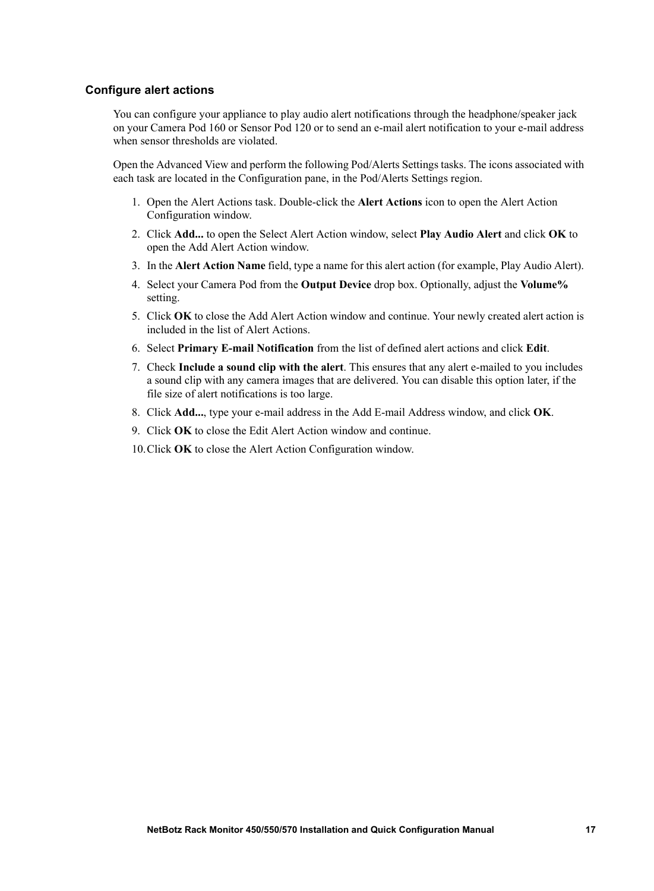### Configure alert actions

You can configure your appliance to play audio alert notifications through the headphone/speaker jack on your Camera Pod 160 or Sensor Pod 120 or to send an e-mail alert notification to your e-mail address when sensor thresholds are violated.

Open the Advanced View and perform the following Pod/Alerts Settings tasks. The icons associated with each task are located in the Configuration pane, in the Pod/Alerts Settings region.

1. Open the Alert Actions task. Double-click the **Alert Actions** icon to open the Alert Action Configuration window.
2. Click **Add...** to open the Select Alert Action window, select **Play Audio Alert** and click **OK** to open the Add Alert Action window.
3. In the **Alert Action Name** field, type a name for this alert action (for example, Play Audio Alert).
4. Select your Camera Pod from the **Output Device** drop box. Optionally, adjust the **Volume%** setting.
5. Click **OK** to close the Add Alert Action window and continue. Your newly created alert action is included in the list of Alert Actions.
6. Select **Primary E-mail Notification** from the list of defined alert actions and click **Edit**.
7. Check **Include a sound clip with the alert**. This ensures that any alert e-mailed to you includes a sound clip with any camera images that are delivered. You can disable this option later, if the file size of alert notifications is too large.
8. Click **Add...**, type your e-mail address in the Add E-mail Address window, and click **OK**.
9. Click **OK** to close the Edit Alert Action window and continue.
10. Click **OK** to close the Alert Action Configuration window.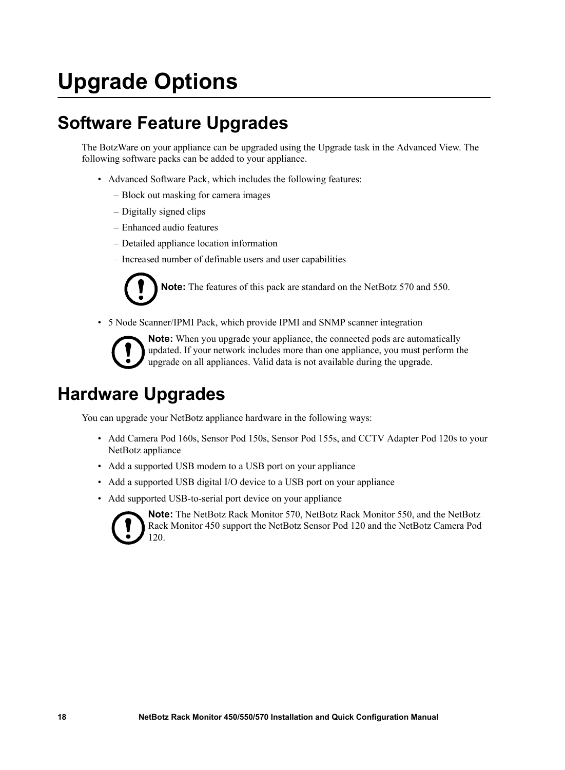# Upgrade Options

## Software Feature Upgrades

The BotzWare on your appliance can be upgraded using the Upgrade task in the Advanced View. The following software packs can be added to your appliance.

- Advanced Software Pack, which includes the following features:
  - Block out masking for camera images
  - Digitally signed clips
  - Enhanced audio features
  - Detailed appliance location information
  - Increased number of definable users and user capabilities

  **Note:** The features of this pack are standard on the NetBotz 570 and 550.

- 5 Node Scanner/IPMI Pack, which provide IPMI and SNMP scanner integration

  **Note:** When you upgrade your appliance, the connected pods are automatically updated. If your network includes more than one appliance, you must perform the upgrade on all appliances. Valid data is not available during the upgrade.

## Hardware Upgrades

You can upgrade your NetBotz appliance hardware in the following ways:

- Add Camera Pod 160s, Sensor Pod 150s, Sensor Pod 155s, and CCTV Adapter Pod 120s to your NetBotz appliance
- Add a supported USB modem to a USB port on your appliance
- Add a supported USB digital I/O device to a USB port on your appliance
- Add supported USB-to-serial port device on your appliance

  **Note:** The NetBotz Rack Monitor 570, NetBotz Rack Monitor 550, and the NetBotz Rack Monitor 450 support the NetBotz Sensor Pod 120 and the NetBotz Camera Pod 120.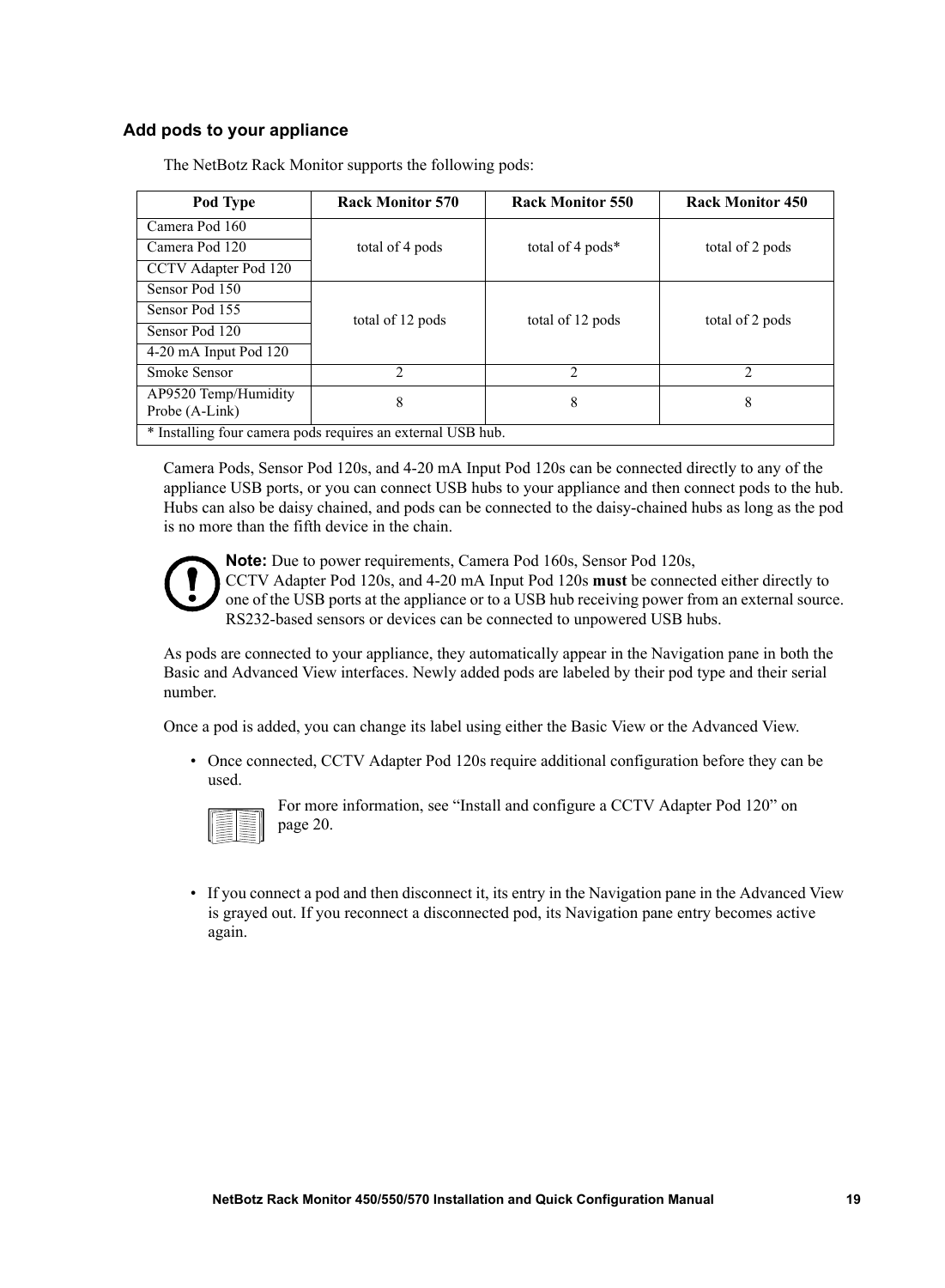### Add pods to your appliance

The NetBotz Rack Monitor supports the following pods:

| Pod Type | Rack Monitor 570 | Rack Monitor 550 | Rack Monitor 450 |
|---|---|---|---|
| Camera Pod 160 | total of 4 pods | total of 4 pods* | total of 2 pods |
| Camera Pod 120 | | | |
| CCTV Adapter Pod 120 | | | |
| Sensor Pod 150 | total of 12 pods | total of 12 pods | total of 2 pods |
| Sensor Pod 155 | | | |
| Sensor Pod 120 | | | |
| 4-20 mA Input Pod 120 | | | |
| Smoke Sensor | 2 | 2 | 2 |
| AP9520 Temp/Humidity Probe (A-Link) | 8 | 8 | 8 |
| * Installing four camera pods requires an external USB hub. | | | |

Camera Pods, Sensor Pod 120s, and 4-20 mA Input Pod 120s can be connected directly to any of the appliance USB ports, or you can connect USB hubs to your appliance and then connect pods to the hub. Hubs can also be daisy chained, and pods can be connected to the daisy-chained hubs as long as the pod is no more than the fifth device in the chain.

**Note:** Due to power requirements, Camera Pod 160s, Sensor Pod 120s, CCTV Adapter Pod 120s, and 4-20 mA Input Pod 120s **must** be connected either directly to one of the USB ports at the appliance or to a USB hub receiving power from an external source. RS232-based sensors or devices can be connected to unpowered USB hubs.

As pods are connected to your appliance, they automatically appear in the Navigation pane in both the Basic and Advanced View interfaces. Newly added pods are labeled by their pod type and their serial number.

Once a pod is added, you can change its label using either the Basic View or the Advanced View.

- Once connected, CCTV Adapter Pod 120s require additional configuration before they can be used.

  For more information, see "Install and configure a CCTV Adapter Pod 120" on page 20.

- If you connect a pod and then disconnect it, its entry in the Navigation pane in the Advanced View is grayed out. If you reconnect a disconnected pod, its Navigation pane entry becomes active again.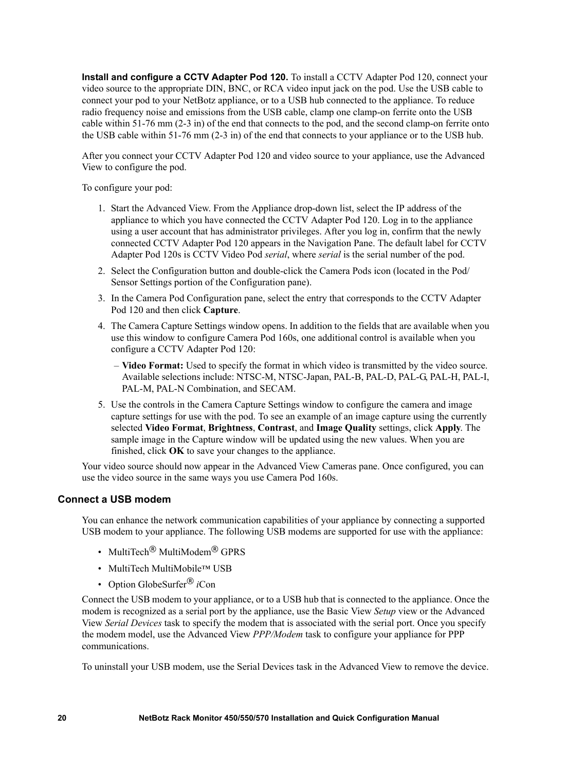**Install and configure a CCTV Adapter Pod 120.** To install a CCTV Adapter Pod 120, connect your video source to the appropriate DIN, BNC, or RCA video input jack on the pod. Use the USB cable to connect your pod to your NetBotz appliance, or to a USB hub connected to the appliance. To reduce radio frequency noise and emissions from the USB cable, clamp one clamp-on ferrite onto the USB cable within 51-76 mm (2-3 in) of the end that connects to the pod, and the second clamp-on ferrite onto the USB cable within 51-76 mm (2-3 in) of the end that connects to your appliance or to the USB hub.

After you connect your CCTV Adapter Pod 120 and video source to your appliance, use the Advanced View to configure the pod.

To configure your pod:

1. Start the Advanced View. From the Appliance drop-down list, select the IP address of the appliance to which you have connected the CCTV Adapter Pod 120. Log in to the appliance using a user account that has administrator privileges. After you log in, confirm that the newly connected CCTV Adapter Pod 120 appears in the Navigation Pane. The default label for CCTV Adapter Pod 120s is CCTV Video Pod *serial*, where *serial* is the serial number of the pod.
2. Select the Configuration button and double-click the Camera Pods icon (located in the Pod/Sensor Settings portion of the Configuration pane).
3. In the Camera Pod Configuration pane, select the entry that corresponds to the CCTV Adapter Pod 120 and then click **Capture**.
4. The Camera Capture Settings window opens. In addition to the fields that are available when you use this window to configure Camera Pod 160s, one additional control is available when you configure a CCTV Adapter Pod 120:
   - **Video Format:** Used to specify the format in which video is transmitted by the video source. Available selections include: NTSC-M, NTSC-Japan, PAL-B, PAL-D, PAL-G, PAL-H, PAL-I, PAL-M, PAL-N Combination, and SECAM.
5. Use the controls in the Camera Capture Settings window to configure the camera and image capture settings for use with the pod. To see an example of an image capture using the currently selected **Video Format**, **Brightness**, **Contrast**, and **Image Quality** settings, click **Apply**. The sample image in the Capture window will be updated using the new values. When you are finished, click **OK** to save your changes to the appliance.

Your video source should now appear in the Advanced View Cameras pane. Once configured, you can use the video source in the same ways you use Camera Pod 160s.

## Connect a USB modem

You can enhance the network communication capabilities of your appliance by connecting a supported USB modem to your appliance. The following USB modems are supported for use with the appliance:

- MultiTech® MultiModem® GPRS
- MultiTech MultiMobile™ USB
- Option GlobeSurfer® *i*Con

Connect the USB modem to your appliance, or to a USB hub that is connected to the appliance. Once the modem is recognized as a serial port by the appliance, use the Basic View *Setup* view or the Advanced View *Serial Devices* task to specify the modem that is associated with the serial port. Once you specify the modem model, use the Advanced View *PPP/Modem* task to configure your appliance for PPP communications.

To uninstall your USB modem, use the Serial Devices task in the Advanced View to remove the device.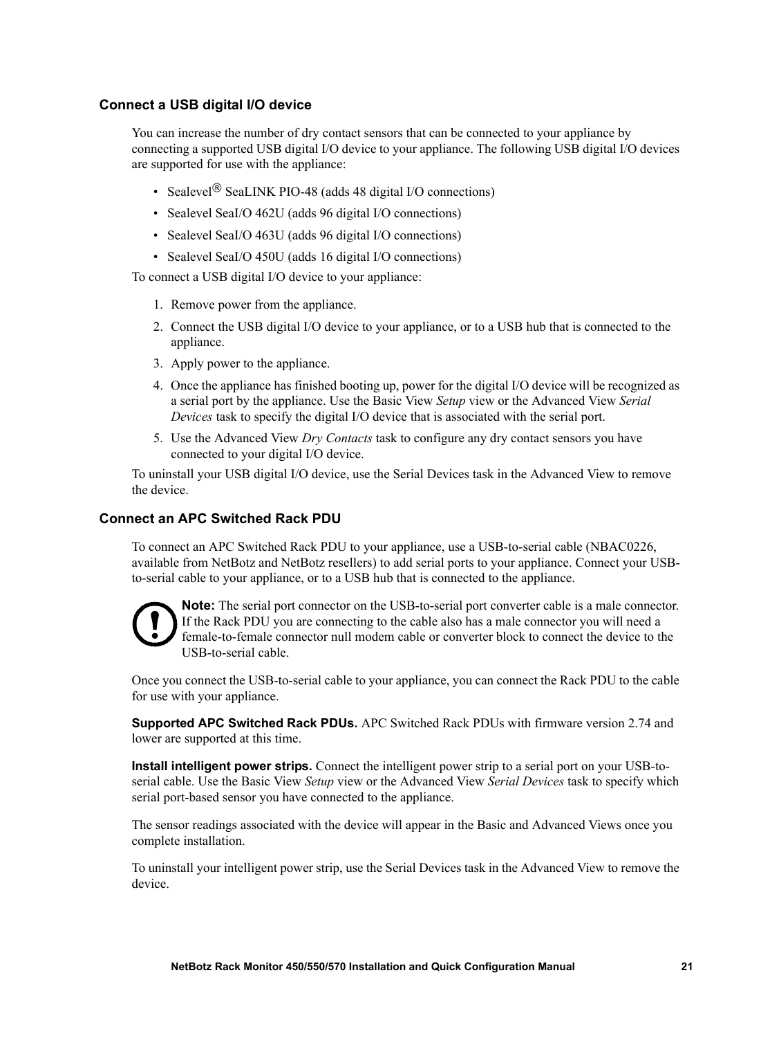### Connect a USB digital I/O device

You can increase the number of dry contact sensors that can be connected to your appliance by connecting a supported USB digital I/O device to your appliance. The following USB digital I/O devices are supported for use with the appliance:

- Sealevel® SeaLINK PIO-48 (adds 48 digital I/O connections)
- Sealevel SeaI/O 462U (adds 96 digital I/O connections)
- Sealevel SeaI/O 463U (adds 96 digital I/O connections)
- Sealevel SeaI/O 450U (adds 16 digital I/O connections)

To connect a USB digital I/O device to your appliance:

1. Remove power from the appliance.
2. Connect the USB digital I/O device to your appliance, or to a USB hub that is connected to the appliance.
3. Apply power to the appliance.
4. Once the appliance has finished booting up, power for the digital I/O device will be recognized as a serial port by the appliance. Use the Basic View *Setup* view or the Advanced View *Serial Devices* task to specify the digital I/O device that is associated with the serial port.
5. Use the Advanced View *Dry Contacts* task to configure any dry contact sensors you have connected to your digital I/O device.

To uninstall your USB digital I/O device, use the Serial Devices task in the Advanced View to remove the device.

### Connect an APC Switched Rack PDU

To connect an APC Switched Rack PDU to your appliance, use a USB-to-serial cable (NBAC0226, available from NetBotz and NetBotz resellers) to add serial ports to your appliance. Connect your USB-to-serial cable to your appliance, or to a USB hub that is connected to the appliance.

**Note:** The serial port connector on the USB-to-serial port converter cable is a male connector. If the Rack PDU you are connecting to the cable also has a male connector you will need a female-to-female connector null modem cable or converter block to connect the device to the USB-to-serial cable.

Once you connect the USB-to-serial cable to your appliance, you can connect the Rack PDU to the cable for use with your appliance.

**Supported APC Switched Rack PDUs.** APC Switched Rack PDUs with firmware version 2.74 and lower are supported at this time.

**Install intelligent power strips.** Connect the intelligent power strip to a serial port on your USB-to-serial cable. Use the Basic View *Setup* view or the Advanced View *Serial Devices* task to specify which serial port-based sensor you have connected to the appliance.

The sensor readings associated with the device will appear in the Basic and Advanced Views once you complete installation.

To uninstall your intelligent power strip, use the Serial Devices task in the Advanced View to remove the device.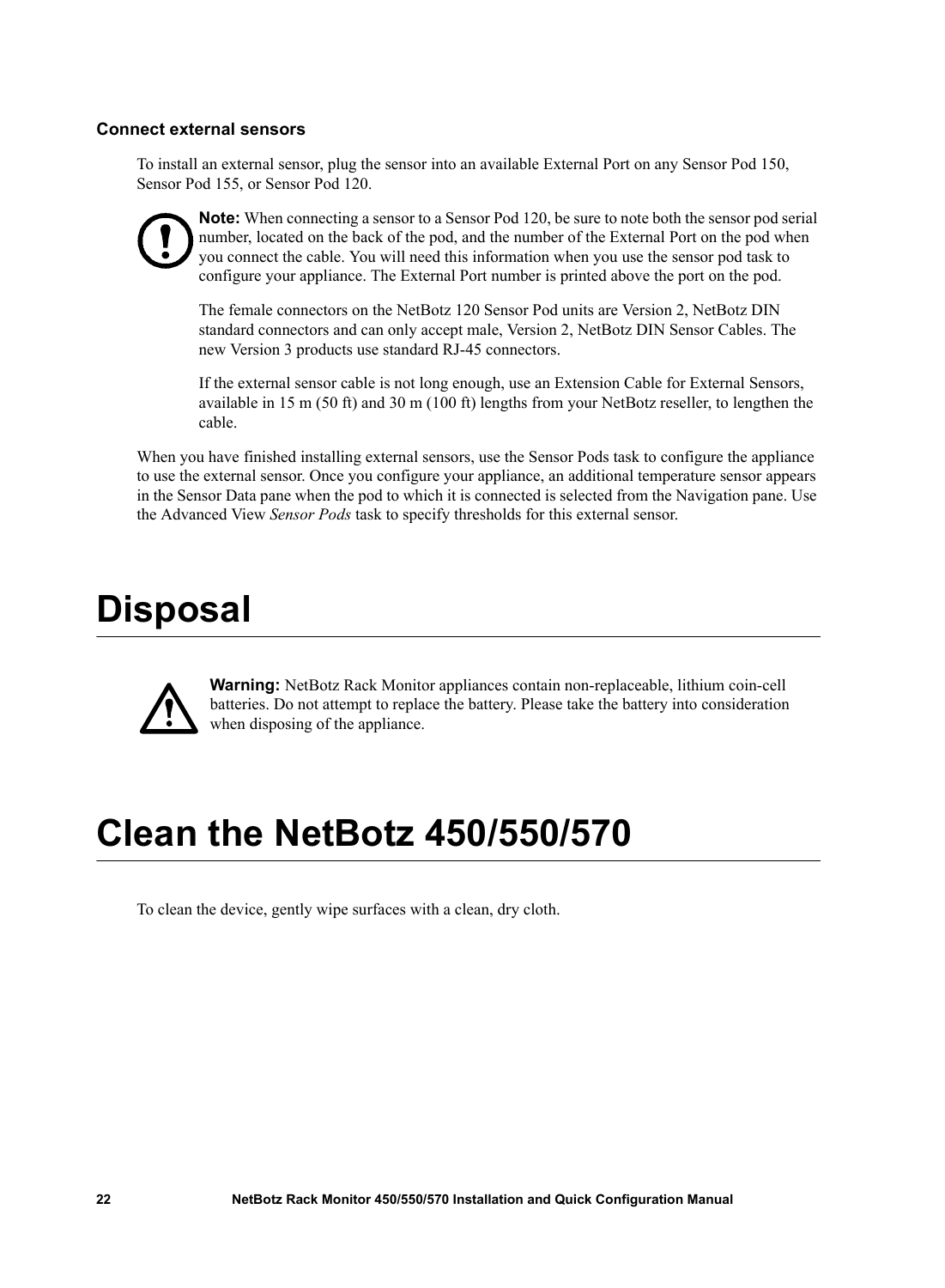### Connect external sensors

To install an external sensor, plug the sensor into an available External Port on any Sensor Pod 150, Sensor Pod 155, or Sensor Pod 120.

> **Note:** When connecting a sensor to a Sensor Pod 120, be sure to note both the sensor pod serial number, located on the back of the pod, and the number of the External Port on the pod when you connect the cable. You will need this information when you use the sensor pod task to configure your appliance. The External Port number is printed above the port on the pod.
>
> The female connectors on the NetBotz 120 Sensor Pod units are Version 2, NetBotz DIN standard connectors and can only accept male, Version 2, NetBotz DIN Sensor Cables. The new Version 3 products use standard RJ-45 connectors.
>
> If the external sensor cable is not long enough, use an Extension Cable for External Sensors, available in 15 m (50 ft) and 30 m (100 ft) lengths from your NetBotz reseller, to lengthen the cable.

When you have finished installing external sensors, use the Sensor Pods task to configure the appliance to use the external sensor. Once you configure your appliance, an additional temperature sensor appears in the Sensor Data pane when the pod to which it is connected is selected from the Navigation pane. Use the Advanced View *Sensor Pods* task to specify thresholds for this external sensor.

# Disposal

> **Warning:** NetBotz Rack Monitor appliances contain non-replaceable, lithium coin-cell batteries. Do not attempt to replace the battery. Please take the battery into consideration when disposing of the appliance.

# Clean the NetBotz 450/550/570

To clean the device, gently wipe surfaces with a clean, dry cloth.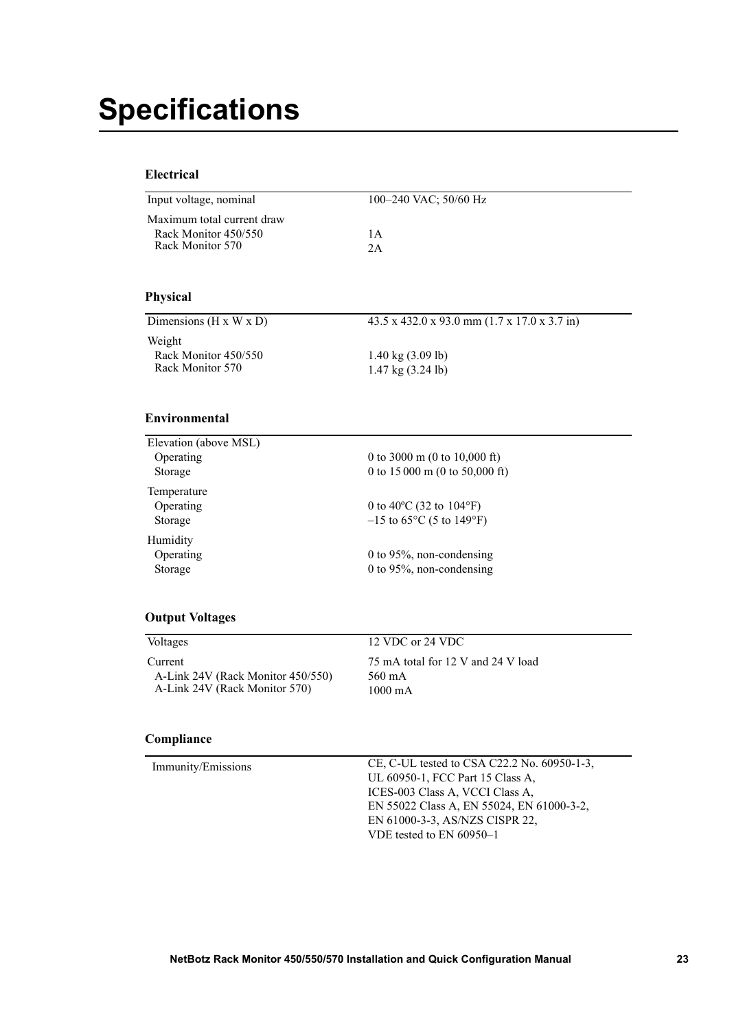# Specifications

### Electrical

| | |
|---|---|
| Input voltage, nominal | 100–240 VAC; 50/60 Hz |
| Maximum total current draw | |
| Rack Monitor 450/550 | 1A |
| Rack Monitor 570 | 2A |

### Physical

| | |
|---|---|
| Dimensions (H x W x D) | 43.5 x 432.0 x 93.0 mm (1.7 x 17.0 x 3.7 in) |
| Weight | |
| Rack Monitor 450/550 | 1.40 kg (3.09 lb) |
| Rack Monitor 570 | 1.47 kg (3.24 lb) |

### Environmental

| | |
|---|---|
| Elevation (above MSL) | |
| Operating | 0 to 3000 m (0 to 10,000 ft) |
| Storage | 0 to 15 000 m (0 to 50,000 ft) |
| Temperature | |
| Operating | 0 to 40ºC (32 to 104°F) |
| Storage | –15 to 65°C (5 to 149°F) |
| Humidity | |
| Operating | 0 to 95%, non-condensing |
| Storage | 0 to 95%, non-condensing |

### Output Voltages

| | |
|---|---|
| Voltages | 12 VDC or 24 VDC |
| Current | 75 mA total for 12 V and 24 V load |
| A-Link 24V (Rack Monitor 450/550) | 560 mA |
| A-Link 24V (Rack Monitor 570) | 1000 mA |

### Compliance

| | |
|---|---|
| Immunity/Emissions | CE, C-UL tested to CSA C22.2 No. 60950-1-3, UL 60950-1, FCC Part 15 Class A, ICES-003 Class A, VCCI Class A, EN 55022 Class A, EN 55024, EN 61000-3-2, EN 61000-3-3, AS/NZS CISPR 22, VDE tested to EN 60950–1 |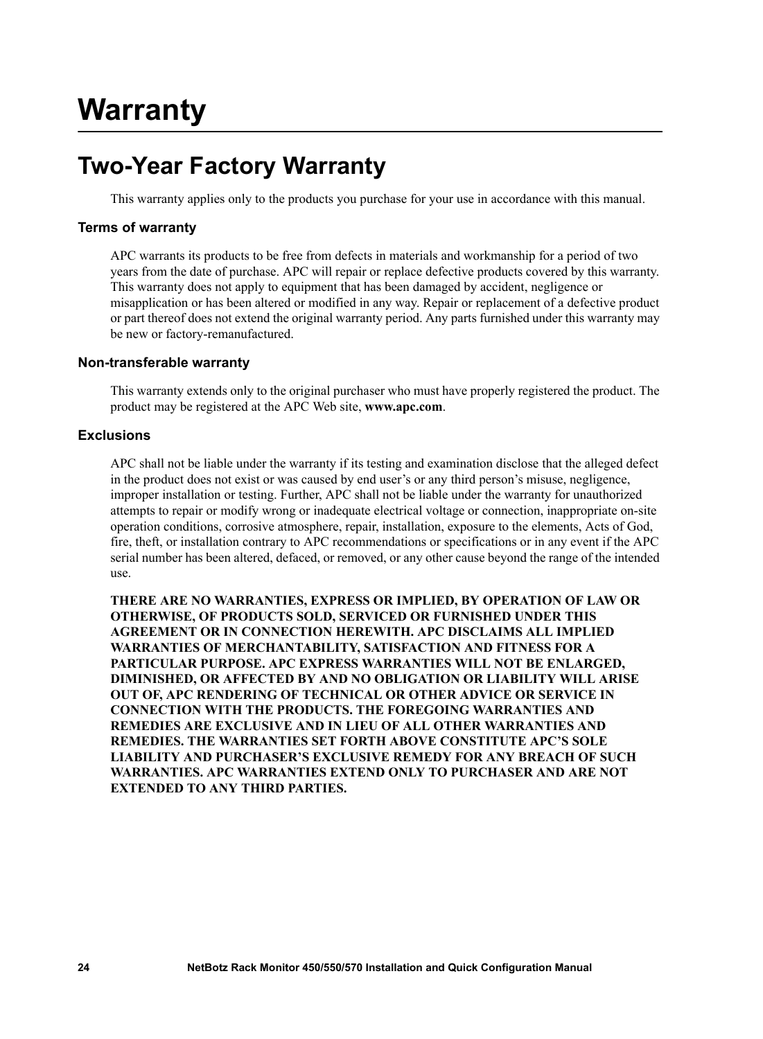# Warranty

## Two-Year Factory Warranty

This warranty applies only to the products you purchase for your use in accordance with this manual.

### Terms of warranty

APC warrants its products to be free from defects in materials and workmanship for a period of two years from the date of purchase. APC will repair or replace defective products covered by this warranty. This warranty does not apply to equipment that has been damaged by accident, negligence or misapplication or has been altered or modified in any way. Repair or replacement of a defective product or part thereof does not extend the original warranty period. Any parts furnished under this warranty may be new or factory-remanufactured.

### Non-transferable warranty

This warranty extends only to the original purchaser who must have properly registered the product. The product may be registered at the APC Web site, **www.apc.com**.

### Exclusions

APC shall not be liable under the warranty if its testing and examination disclose that the alleged defect in the product does not exist or was caused by end user's or any third person's misuse, negligence, improper installation or testing. Further, APC shall not be liable under the warranty for unauthorized attempts to repair or modify wrong or inadequate electrical voltage or connection, inappropriate on-site operation conditions, corrosive atmosphere, repair, installation, exposure to the elements, Acts of God, fire, theft, or installation contrary to APC recommendations or specifications or in any event if the APC serial number has been altered, defaced, or removed, or any other cause beyond the range of the intended use.

**THERE ARE NO WARRANTIES, EXPRESS OR IMPLIED, BY OPERATION OF LAW OR OTHERWISE, OF PRODUCTS SOLD, SERVICED OR FURNISHED UNDER THIS AGREEMENT OR IN CONNECTION HEREWITH. APC DISCLAIMS ALL IMPLIED WARRANTIES OF MERCHANTABILITY, SATISFACTION AND FITNESS FOR A PARTICULAR PURPOSE. APC EXPRESS WARRANTIES WILL NOT BE ENLARGED, DIMINISHED, OR AFFECTED BY AND NO OBLIGATION OR LIABILITY WILL ARISE OUT OF, APC RENDERING OF TECHNICAL OR OTHER ADVICE OR SERVICE IN CONNECTION WITH THE PRODUCTS. THE FOREGOING WARRANTIES AND REMEDIES ARE EXCLUSIVE AND IN LIEU OF ALL OTHER WARRANTIES AND REMEDIES. THE WARRANTIES SET FORTH ABOVE CONSTITUTE APC'S SOLE LIABILITY AND PURCHASER'S EXCLUSIVE REMEDY FOR ANY BREACH OF SUCH WARRANTIES. APC WARRANTIES EXTEND ONLY TO PURCHASER AND ARE NOT EXTENDED TO ANY THIRD PARTIES.**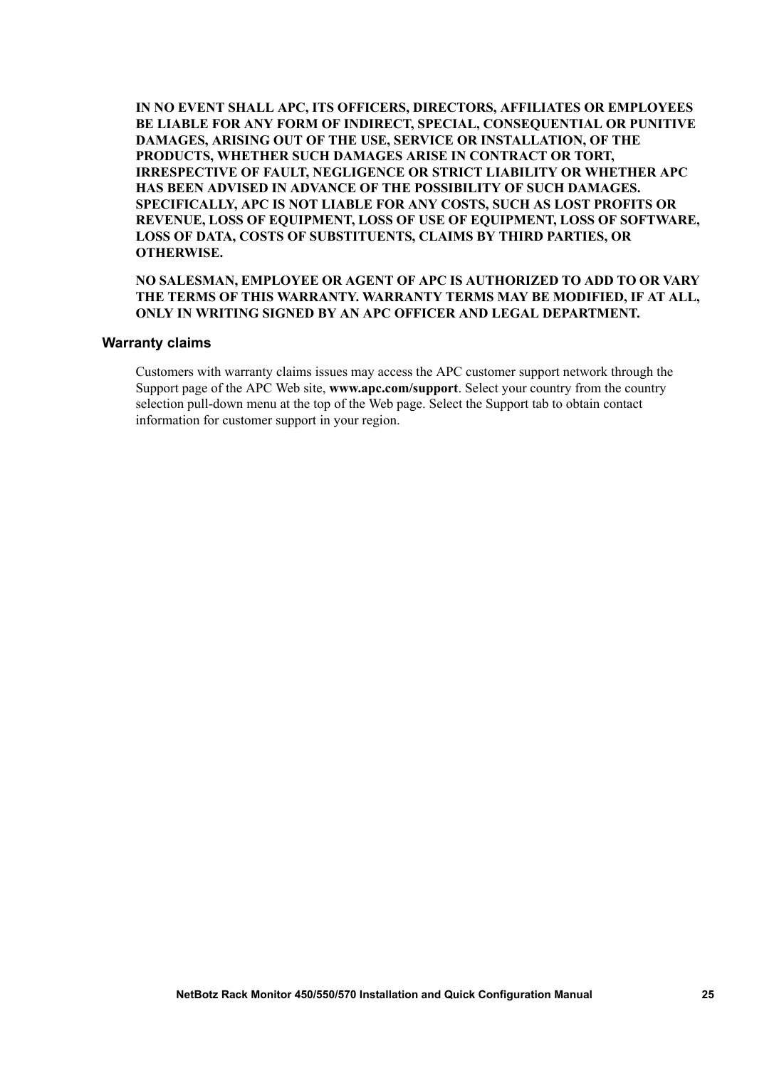**IN NO EVENT SHALL APC, ITS OFFICERS, DIRECTORS, AFFILIATES OR EMPLOYEES BE LIABLE FOR ANY FORM OF INDIRECT, SPECIAL, CONSEQUENTIAL OR PUNITIVE DAMAGES, ARISING OUT OF THE USE, SERVICE OR INSTALLATION, OF THE PRODUCTS, WHETHER SUCH DAMAGES ARISE IN CONTRACT OR TORT, IRRESPECTIVE OF FAULT, NEGLIGENCE OR STRICT LIABILITY OR WHETHER APC HAS BEEN ADVISED IN ADVANCE OF THE POSSIBILITY OF SUCH DAMAGES. SPECIFICALLY, APC IS NOT LIABLE FOR ANY COSTS, SUCH AS LOST PROFITS OR REVENUE, LOSS OF EQUIPMENT, LOSS OF USE OF EQUIPMENT, LOSS OF SOFTWARE, LOSS OF DATA, COSTS OF SUBSTITUENTS, CLAIMS BY THIRD PARTIES, OR OTHERWISE.**

**NO SALESMAN, EMPLOYEE OR AGENT OF APC IS AUTHORIZED TO ADD TO OR VARY THE TERMS OF THIS WARRANTY. WARRANTY TERMS MAY BE MODIFIED, IF AT ALL, ONLY IN WRITING SIGNED BY AN APC OFFICER AND LEGAL DEPARTMENT.**

### Warranty claims

Customers with warranty claims issues may access the APC customer support network through the Support page of the APC Web site, **www.apc.com/support**. Select your country from the country selection pull-down menu at the top of the Web page. Select the Support tab to obtain contact information for customer support in your region.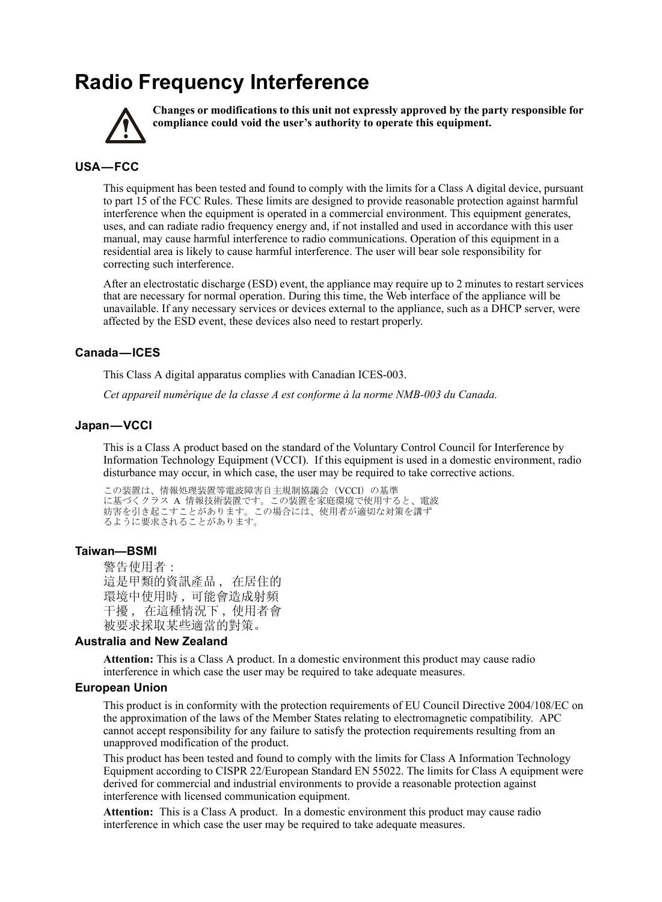# Radio Frequency Interference

**Changes or modifications to this unit not expressly approved by the party responsible for compliance could void the user's authority to operate this equipment.**

## USA—FCC

This equipment has been tested and found to comply with the limits for a Class A digital device, pursuant to part 15 of the FCC Rules. These limits are designed to provide reasonable protection against harmful interference when the equipment is operated in a commercial environment. This equipment generates, uses, and can radiate radio frequency energy and, if not installed and used in accordance with this user manual, may cause harmful interference to radio communications. Operation of this equipment in a residential area is likely to cause harmful interference. The user will bear sole responsibility for correcting such interference.

After an electrostatic discharge (ESD) event, the appliance may require up to 2 minutes to restart services that are necessary for normal operation. During this time, the Web interface of the appliance will be unavailable. If any necessary services or devices external to the appliance, such as a DHCP server, were affected by the ESD event, these devices also need to restart properly.

## Canada—ICES

This Class A digital apparatus complies with Canadian ICES-003.

*Cet appareil numérique de la classe A est conforme à la norme NMB-003 du Canada.*

## Japan—VCCI

This is a Class A product based on the standard of the Voluntary Control Council for Interference by Information Technology Equipment (VCCI). If this equipment is used in a domestic environment, radio disturbance may occur, in which case, the user may be required to take corrective actions.

この装置は、情報処理装置等電波障害自主規制協議会（VCCI）の基準に基づくクラス A 情報技術装置です。この装置を家庭環境で使用すると、電波妨害を引き起こすことがあります。この場合には、使用者が適切な対策を講ずるように要求されることがあります。

## Taiwan—BSMI

警告使用者：
這是甲類的資訊產品，在居住的
環境中使用時，可能會造成射頻
干擾，在這種情況下，使用者會
被要求採取某些適當的對策。

## Australia and New Zealand

**Attention:** This is a Class A product. In a domestic environment this product may cause radio interference in which case the user may be required to take adequate measures.

## European Union

This product is in conformity with the protection requirements of EU Council Directive 2004/108/EC on the approximation of the laws of the Member States relating to electromagnetic compatibility. APC cannot accept responsibility for any failure to satisfy the protection requirements resulting from an unapproved modification of the product.

This product has been tested and found to comply with the limits for Class A Information Technology Equipment according to CISPR 22/European Standard EN 55022. The limits for Class A equipment were derived for commercial and industrial environments to provide a reasonable protection against interference with licensed communication equipment.

**Attention:** This is a Class A product. In a domestic environment this product may cause radio interference in which case the user may be required to take adequate measures.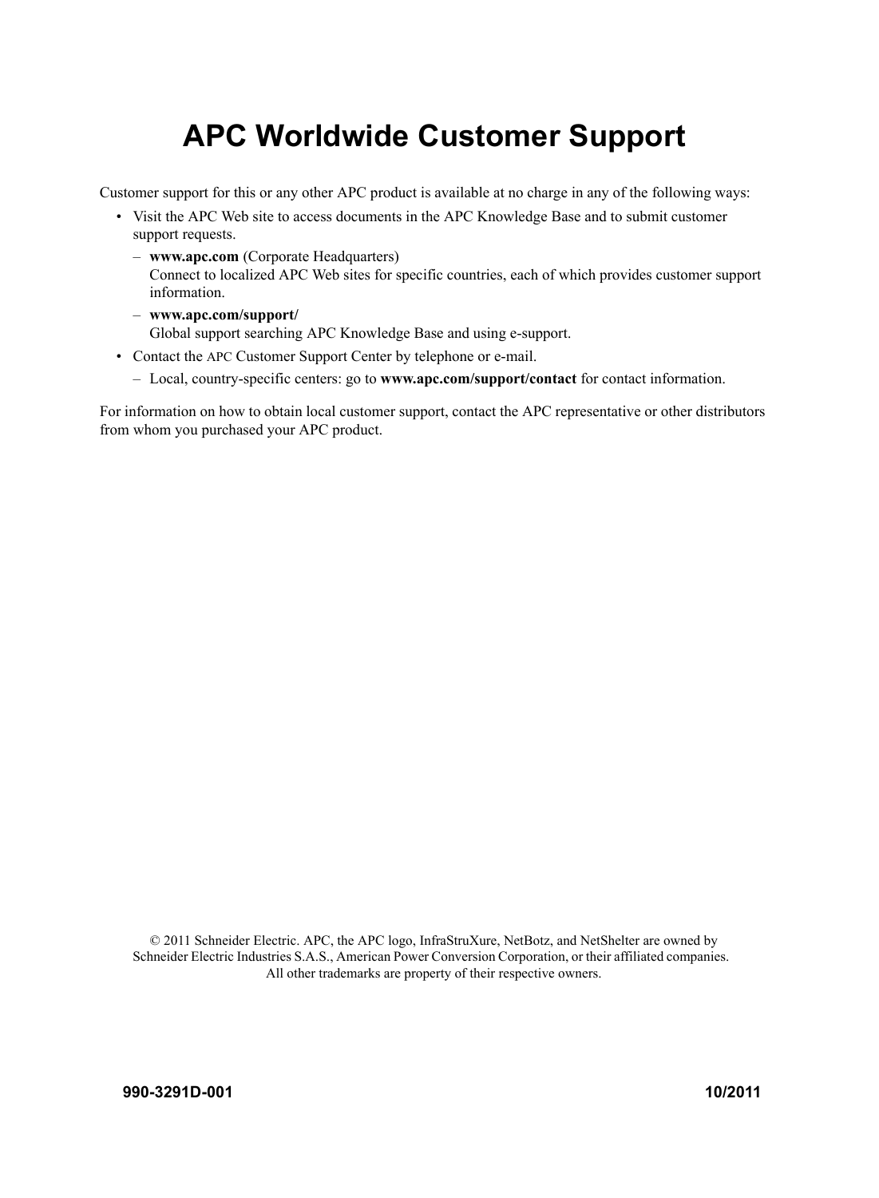# APC Worldwide Customer Support

Customer support for this or any other APC product is available at no charge in any of the following ways:

- Visit the APC Web site to access documents in the APC Knowledge Base and to submit customer support requests.
  - **www.apc.com** (Corporate Headquarters)
    Connect to localized APC Web sites for specific countries, each of which provides customer support information.
  - **www.apc.com/support/**
    Global support searching APC Knowledge Base and using e-support.
- Contact the APC Customer Support Center by telephone or e-mail.
  - Local, country-specific centers: go to **www.apc.com/support/contact** for contact information.

For information on how to obtain local customer support, contact the APC representative or other distributors from whom you purchased your APC product.

© 2011 Schneider Electric. APC, the APC logo, InfraStruXure, NetBotz, and NetShelter are owned by Schneider Electric Industries S.A.S., American Power Conversion Corporation, or their affiliated companies. All other trademarks are property of their respective owners.

**990-3291D-001** **10/2011**